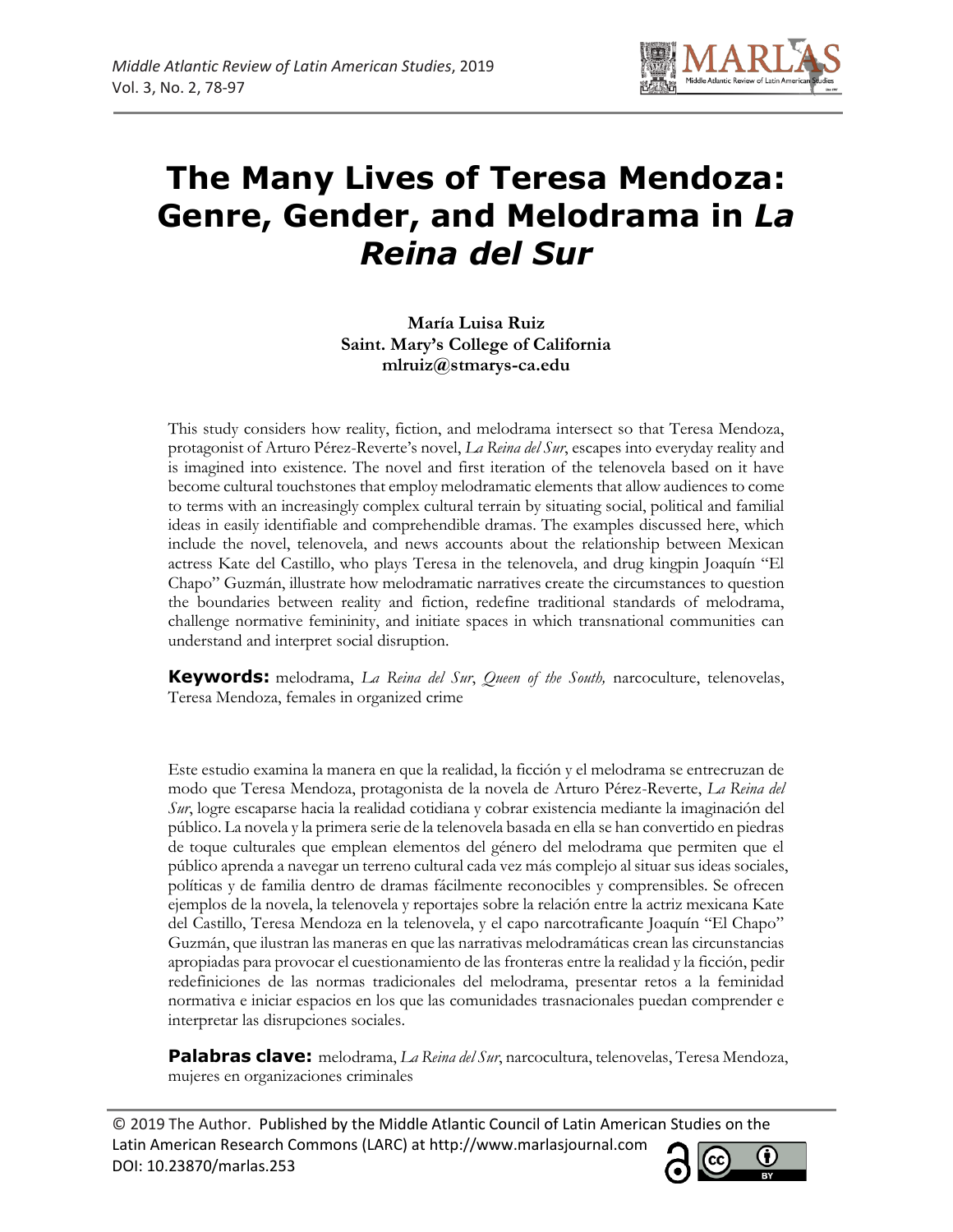# The Many Lives of Teresa Mendoza: Genre, Gender, and Melodrama in *La Reina del Sur*

**María Luisa Ruiz**
**Saint. Mary's College of California**
**mlruiz@stmarys-ca.edu**

This study considers how reality, fiction, and melodrama intersect so that Teresa Mendoza, protagonist of Arturo Pérez-Reverte's novel, *La Reina del Sur*, escapes into everyday reality and is imagined into existence. The novel and first iteration of the telenovela based on it have become cultural touchstones that employ melodramatic elements that allow audiences to come to terms with an increasingly complex cultural terrain by situating social, political and familial ideas in easily identifiable and comprehendible dramas. The examples discussed here, which include the novel, telenovela, and news accounts about the relationship between Mexican actress Kate del Castillo, who plays Teresa in the telenovela, and drug kingpin Joaquín "El Chapo" Guzmán, illustrate how melodramatic narratives create the circumstances to question the boundaries between reality and fiction, redefine traditional standards of melodrama, challenge normative femininity, and initiate spaces in which transnational communities can understand and interpret social disruption.

**Keywords:** melodrama, *La Reina del Sur*, *Queen of the South,* narcoculture, telenovelas, Teresa Mendoza, females in organized crime

Este estudio examina la manera en que la realidad, la ficción y el melodrama se entrecruzan de modo que Teresa Mendoza, protagonista de la novela de Arturo Pérez-Reverte, *La Reina del Sur*, logre escaparse hacia la realidad cotidiana y cobrar existencia mediante la imaginación del público. La novela y la primera serie de la telenovela basada en ella se han convertido en piedras de toque culturales que emplean elementos del género del melodrama que permiten que el público aprenda a navegar un terreno cultural cada vez más complejo al situar sus ideas sociales, políticas y de familia dentro de dramas fácilmente reconocibles y comprensibles. Se ofrecen ejemplos de la novela, la telenovela y reportajes sobre la relación entre la actriz mexicana Kate del Castillo, Teresa Mendoza en la telenovela, y el capo narcotraficante Joaquín "El Chapo" Guzmán, que ilustran las maneras en que las narrativas melodramáticas crean las circunstancias apropiadas para provocar el cuestionamiento de las fronteras entre la realidad y la ficción, pedir redefiniciones de las normas tradicionales del melodrama, presentar retos a la feminidad normativa e iniciar espacios en los que las comunidades trasnacionales puedan comprender e interpretar las disrupciones sociales.

**Palabras clave:** melodrama, *La Reina del Sur*, narcocultura, telenovelas, Teresa Mendoza, mujeres en organizaciones criminales

© 2019 The Author. Published by the Middle Atlantic Council of Latin American Studies on the Latin American Research Commons (LARC) at http://www.marlasjournal.com
DOI: 10.23870/marlas.253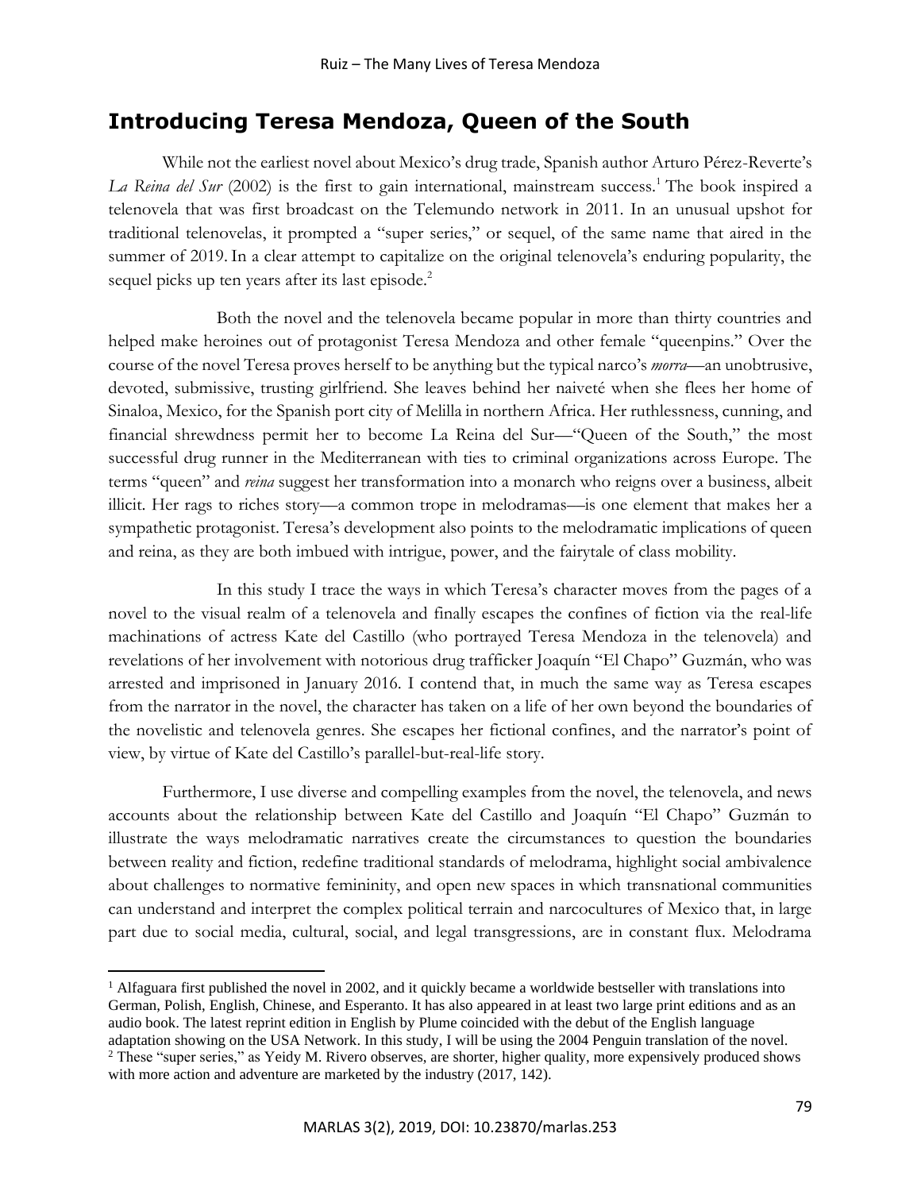## Introducing Teresa Mendoza, Queen of the South

While not the earliest novel about Mexico's drug trade, Spanish author Arturo Pérez-Reverte's *La Reina del Sur* (2002) is the first to gain international, mainstream success.[1] The book inspired a telenovela that was first broadcast on the Telemundo network in 2011. In an unusual upshot for traditional telenovelas, it prompted a "super series," or sequel, of the same name that aired in the summer of 2019. In a clear attempt to capitalize on the original telenovela's enduring popularity, the sequel picks up ten years after its last episode.[2]

Both the novel and the telenovela became popular in more than thirty countries and helped make heroines out of protagonist Teresa Mendoza and other female "queenpins." Over the course of the novel Teresa proves herself to be anything but the typical narco's *morra*—an unobtrusive, devoted, submissive, trusting girlfriend. She leaves behind her naiveté when she flees her home of Sinaloa, Mexico, for the Spanish port city of Melilla in northern Africa. Her ruthlessness, cunning, and financial shrewdness permit her to become La Reina del Sur—"Queen of the South," the most successful drug runner in the Mediterranean with ties to criminal organizations across Europe. The terms "queen" and *reina* suggest her transformation into a monarch who reigns over a business, albeit illicit. Her rags to riches story—a common trope in melodramas—is one element that makes her a sympathetic protagonist. Teresa's development also points to the melodramatic implications of queen and reina, as they are both imbued with intrigue, power, and the fairytale of class mobility.

In this study I trace the ways in which Teresa's character moves from the pages of a novel to the visual realm of a telenovela and finally escapes the confines of fiction via the real-life machinations of actress Kate del Castillo (who portrayed Teresa Mendoza in the telenovela) and revelations of her involvement with notorious drug trafficker Joaquín "El Chapo" Guzmán, who was arrested and imprisoned in January 2016. I contend that, in much the same way as Teresa escapes from the narrator in the novel, the character has taken on a life of her own beyond the boundaries of the novelistic and telenovela genres. She escapes her fictional confines, and the narrator's point of view, by virtue of Kate del Castillo's parallel-but-real-life story.

Furthermore, I use diverse and compelling examples from the novel, the telenovela, and news accounts about the relationship between Kate del Castillo and Joaquín "El Chapo" Guzmán to illustrate the ways melodramatic narratives create the circumstances to question the boundaries between reality and fiction, redefine traditional standards of melodrama, highlight social ambivalence about challenges to normative femininity, and open new spaces in which transnational communities can understand and interpret the complex political terrain and narcocultures of Mexico that, in large part due to social media, cultural, social, and legal transgressions, are in constant flux. Melodrama

---

[1] Alfaguara first published the novel in 2002, and it quickly became a worldwide bestseller with translations into German, Polish, English, Chinese, and Esperanto. It has also appeared in at least two large print editions and as an audio book. The latest reprint edition in English by Plume coincided with the debut of the English language adaptation showing on the USA Network. In this study, I will be using the 2004 Penguin translation of the novel.

[2] These "super series," as Yeidy M. Rivero observes, are shorter, higher quality, more expensively produced shows with more action and adventure are marketed by the industry (2017, 142).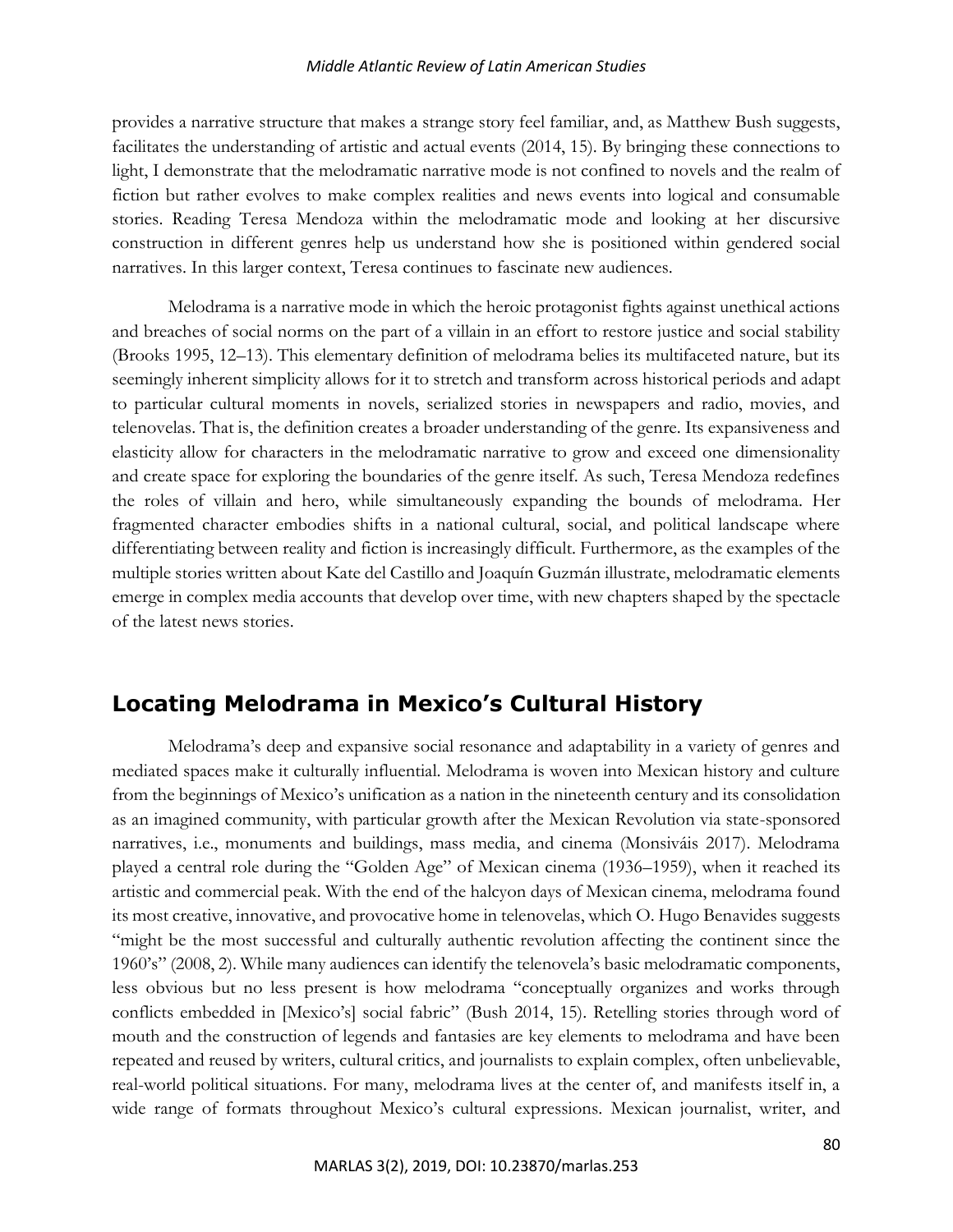provides a narrative structure that makes a strange story feel familiar, and, as Matthew Bush suggests, facilitates the understanding of artistic and actual events (2014, 15). By bringing these connections to light, I demonstrate that the melodramatic narrative mode is not confined to novels and the realm of fiction but rather evolves to make complex realities and news events into logical and consumable stories. Reading Teresa Mendoza within the melodramatic mode and looking at her discursive construction in different genres help us understand how she is positioned within gendered social narratives. In this larger context, Teresa continues to fascinate new audiences.

Melodrama is a narrative mode in which the heroic protagonist fights against unethical actions and breaches of social norms on the part of a villain in an effort to restore justice and social stability (Brooks 1995, 12–13). This elementary definition of melodrama belies its multifaceted nature, but its seemingly inherent simplicity allows for it to stretch and transform across historical periods and adapt to particular cultural moments in novels, serialized stories in newspapers and radio, movies, and telenovelas. That is, the definition creates a broader understanding of the genre. Its expansiveness and elasticity allow for characters in the melodramatic narrative to grow and exceed one dimensionality and create space for exploring the boundaries of the genre itself. As such, Teresa Mendoza redefines the roles of villain and hero, while simultaneously expanding the bounds of melodrama. Her fragmented character embodies shifts in a national cultural, social, and political landscape where differentiating between reality and fiction is increasingly difficult. Furthermore, as the examples of the multiple stories written about Kate del Castillo and Joaquín Guzmán illustrate, melodramatic elements emerge in complex media accounts that develop over time, with new chapters shaped by the spectacle of the latest news stories.

## Locating Melodrama in Mexico's Cultural History

Melodrama's deep and expansive social resonance and adaptability in a variety of genres and mediated spaces make it culturally influential. Melodrama is woven into Mexican history and culture from the beginnings of Mexico's unification as a nation in the nineteenth century and its consolidation as an imagined community, with particular growth after the Mexican Revolution via state-sponsored narratives, i.e., monuments and buildings, mass media, and cinema (Monsiváis 2017). Melodrama played a central role during the "Golden Age" of Mexican cinema (1936–1959), when it reached its artistic and commercial peak. With the end of the halcyon days of Mexican cinema, melodrama found its most creative, innovative, and provocative home in telenovelas, which O. Hugo Benavides suggests "might be the most successful and culturally authentic revolution affecting the continent since the 1960's" (2008, 2). While many audiences can identify the telenovela's basic melodramatic components, less obvious but no less present is how melodrama "conceptually organizes and works through conflicts embedded in [Mexico's] social fabric" (Bush 2014, 15). Retelling stories through word of mouth and the construction of legends and fantasies are key elements to melodrama and have been repeated and reused by writers, cultural critics, and journalists to explain complex, often unbelievable, real-world political situations. For many, melodrama lives at the center of, and manifests itself in, a wide range of formats throughout Mexico's cultural expressions. Mexican journalist, writer, and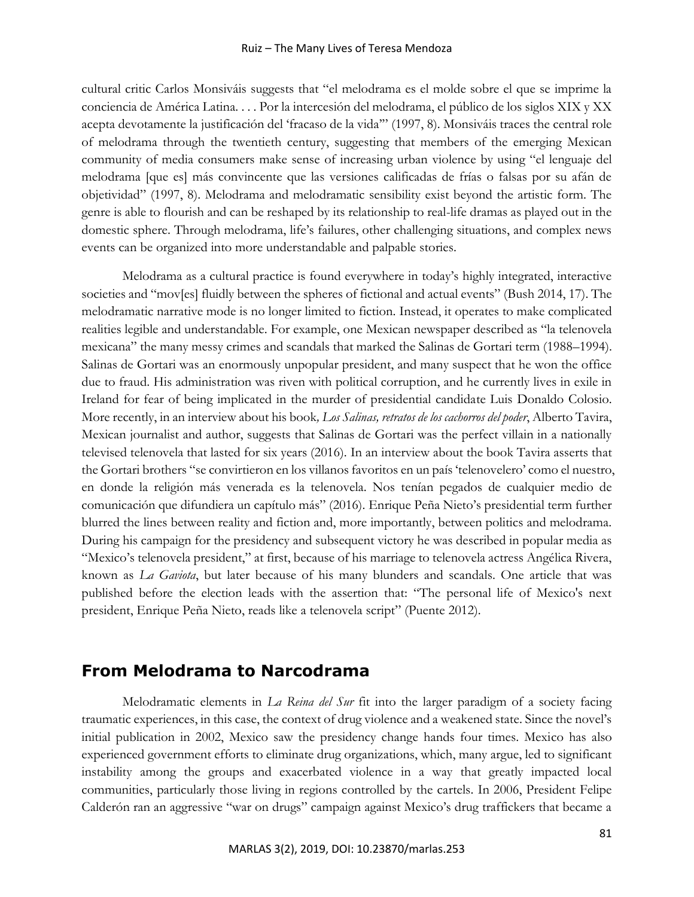cultural critic Carlos Monsiváis suggests that "el melodrama es el molde sobre el que se imprime la conciencia de América Latina. . . . Por la intercesión del melodrama, el público de los siglos XIX y XX acepta devotamente la justificación del 'fracaso de la vida'" (1997, 8). Monsiváis traces the central role of melodrama through the twentieth century, suggesting that members of the emerging Mexican community of media consumers make sense of increasing urban violence by using "el lenguaje del melodrama [que es] más convincente que las versiones calificadas de frías o falsas por su afán de objetividad" (1997, 8). Melodrama and melodramatic sensibility exist beyond the artistic form. The genre is able to flourish and can be reshaped by its relationship to real-life dramas as played out in the domestic sphere. Through melodrama, life's failures, other challenging situations, and complex news events can be organized into more understandable and palpable stories.

Melodrama as a cultural practice is found everywhere in today's highly integrated, interactive societies and "mov[es] fluidly between the spheres of fictional and actual events" (Bush 2014, 17). The melodramatic narrative mode is no longer limited to fiction. Instead, it operates to make complicated realities legible and understandable. For example, one Mexican newspaper described as "la telenovela mexicana" the many messy crimes and scandals that marked the Salinas de Gortari term (1988–1994). Salinas de Gortari was an enormously unpopular president, and many suspect that he won the office due to fraud. His administration was riven with political corruption, and he currently lives in exile in Ireland for fear of being implicated in the murder of presidential candidate Luis Donaldo Colosio. More recently, in an interview about his book, *Los Salinas, retratos de los cachorros del poder*, Alberto Tavira, Mexican journalist and author, suggests that Salinas de Gortari was the perfect villain in a nationally televised telenovela that lasted for six years (2016). In an interview about the book Tavira asserts that the Gortari brothers "se convirtieron en los villanos favoritos en un país 'telenovelero' como el nuestro, en donde la religión más venerada es la telenovela. Nos tenían pegados de cualquier medio de comunicación que difundiera un capítulo más" (2016). Enrique Peña Nieto's presidential term further blurred the lines between reality and fiction and, more importantly, between politics and melodrama. During his campaign for the presidency and subsequent victory he was described in popular media as "Mexico's telenovela president," at first, because of his marriage to telenovela actress Angélica Rivera, known as *La Gaviota*, but later because of his many blunders and scandals. One article that was published before the election leads with the assertion that: "The personal life of Mexico's next president, Enrique Peña Nieto, reads like a telenovela script" (Puente 2012).

## From Melodrama to Narcodrama

Melodramatic elements in *La Reina del Sur* fit into the larger paradigm of a society facing traumatic experiences, in this case, the context of drug violence and a weakened state. Since the novel's initial publication in 2002, Mexico saw the presidency change hands four times. Mexico has also experienced government efforts to eliminate drug organizations, which, many argue, led to significant instability among the groups and exacerbated violence in a way that greatly impacted local communities, particularly those living in regions controlled by the cartels. In 2006, President Felipe Calderón ran an aggressive "war on drugs" campaign against Mexico's drug traffickers that became a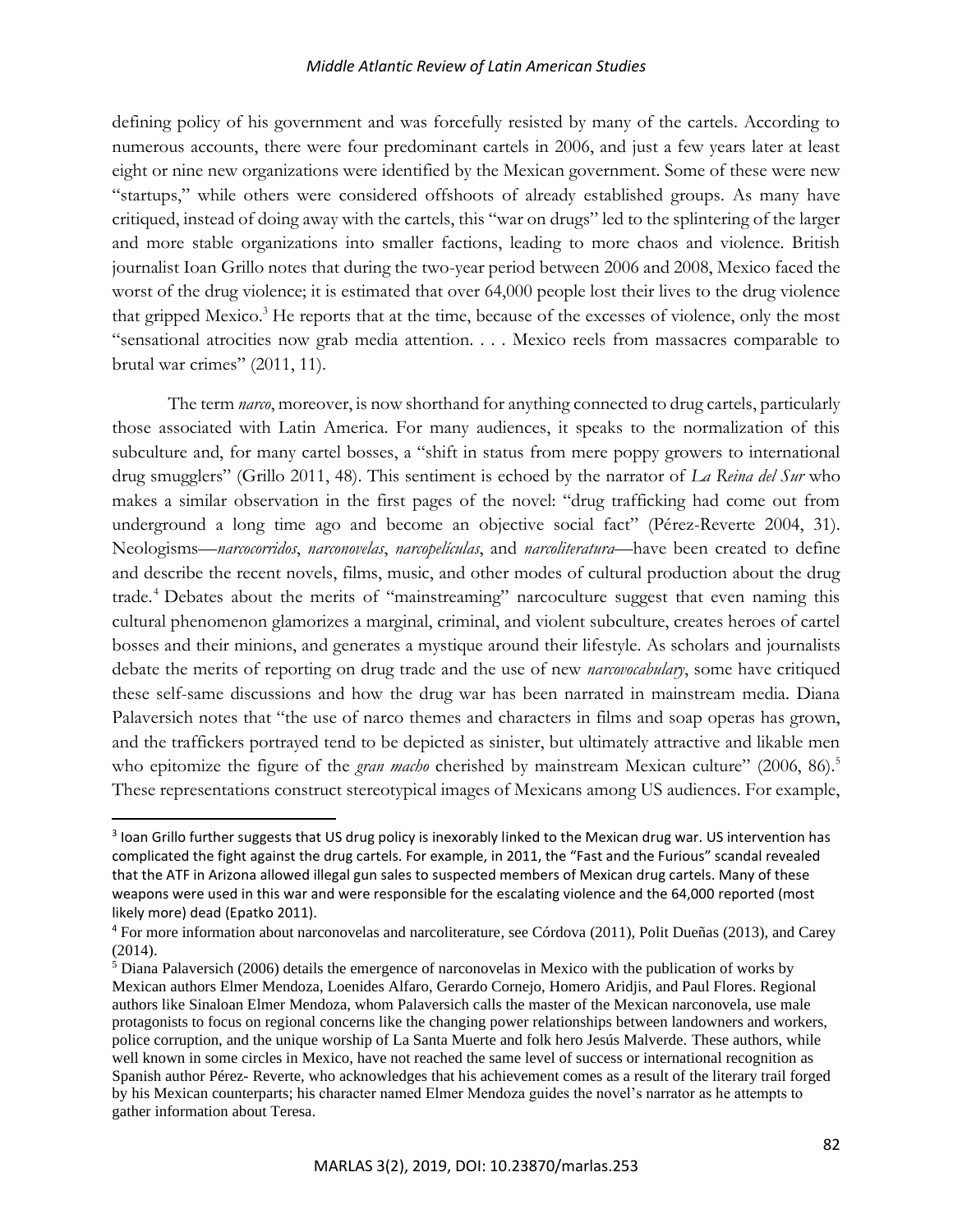defining policy of his government and was forcefully resisted by many of the cartels. According to numerous accounts, there were four predominant cartels in 2006, and just a few years later at least eight or nine new organizations were identified by the Mexican government. Some of these were new "startups," while others were considered offshoots of already established groups. As many have critiqued, instead of doing away with the cartels, this "war on drugs" led to the splintering of the larger and more stable organizations into smaller factions, leading to more chaos and violence. British journalist Ioan Grillo notes that during the two-year period between 2006 and 2008, Mexico faced the worst of the drug violence; it is estimated that over 64,000 people lost their lives to the drug violence that gripped Mexico.[3] He reports that at the time, because of the excesses of violence, only the most "sensational atrocities now grab media attention. . . . Mexico reels from massacres comparable to brutal war crimes" (2011, 11).

The term *narco*, moreover, is now shorthand for anything connected to drug cartels, particularly those associated with Latin America. For many audiences, it speaks to the normalization of this subculture and, for many cartel bosses, a "shift in status from mere poppy growers to international drug smugglers" (Grillo 2011, 48). This sentiment is echoed by the narrator of *La Reina del Sur* who makes a similar observation in the first pages of the novel: "drug trafficking had come out from underground a long time ago and become an objective social fact" (Pérez-Reverte 2004, 31). Neologisms—*narcocorridos*, *narconovelas*, *narcopelículas*, and *narcoliteratura*—have been created to define and describe the recent novels, films, music, and other modes of cultural production about the drug trade.[4] Debates about the merits of "mainstreaming" narcoculture suggest that even naming this cultural phenomenon glamorizes a marginal, criminal, and violent subculture, creates heroes of cartel bosses and their minions, and generates a mystique around their lifestyle. As scholars and journalists debate the merits of reporting on drug trade and the use of new *narcovocabulary*, some have critiqued these self-same discussions and how the drug war has been narrated in mainstream media. Diana Palaversich notes that "the use of narco themes and characters in films and soap operas has grown, and the traffickers portrayed tend to be depicted as sinister, but ultimately attractive and likable men who epitomize the figure of the *gran macho* cherished by mainstream Mexican culture" (2006, 86).[5] These representations construct stereotypical images of Mexicans among US audiences. For example,

---

[3] Ioan Grillo further suggests that US drug policy is inexorably linked to the Mexican drug war. US intervention has complicated the fight against the drug cartels. For example, in 2011, the "Fast and the Furious" scandal revealed that the ATF in Arizona allowed illegal gun sales to suspected members of Mexican drug cartels. Many of these weapons were used in this war and were responsible for the escalating violence and the 64,000 reported (most likely more) dead (Epatko 2011).

[4] For more information about narconovelas and narcoliterature, see Córdova (2011), Polit Dueñas (2013), and Carey (2014).

[5] Diana Palaversich (2006) details the emergence of narconovelas in Mexico with the publication of works by Mexican authors Elmer Mendoza, Loenides Alfaro, Gerardo Cornejo, Homero Aridjis, and Paul Flores. Regional authors like Sinaloan Elmer Mendoza, whom Palaversich calls the master of the Mexican narconovela, use male protagonists to focus on regional concerns like the changing power relationships between landowners and workers, police corruption, and the unique worship of La Santa Muerte and folk hero Jesús Malverde. These authors, while well known in some circles in Mexico, have not reached the same level of success or international recognition as Spanish author Pérez- Reverte, who acknowledges that his achievement comes as a result of the literary trail forged by his Mexican counterparts; his character named Elmer Mendoza guides the novel's narrator as he attempts to gather information about Teresa.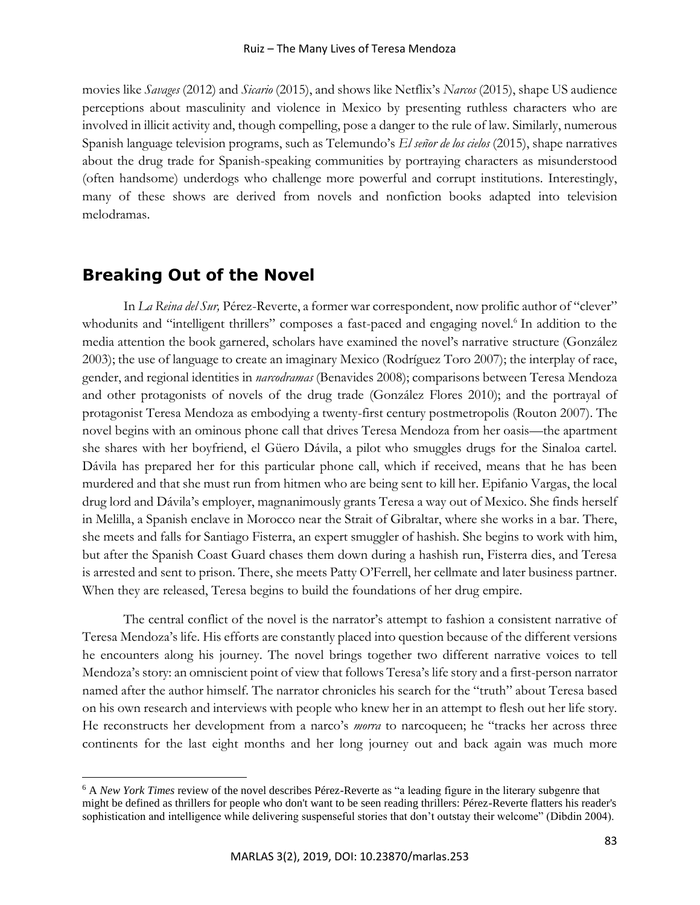movies like *Savages* (2012) and *Sicario* (2015), and shows like Netflix's *Narcos* (2015), shape US audience perceptions about masculinity and violence in Mexico by presenting ruthless characters who are involved in illicit activity and, though compelling, pose a danger to the rule of law. Similarly, numerous Spanish language television programs, such as Telemundo's *El señor de los cielos* (2015), shape narratives about the drug trade for Spanish-speaking communities by portraying characters as misunderstood (often handsome) underdogs who challenge more powerful and corrupt institutions. Interestingly, many of these shows are derived from novels and nonfiction books adapted into television melodramas.

## Breaking Out of the Novel

In *La Reina del Sur,* Pérez-Reverte, a former war correspondent, now prolific author of "clever" whodunits and "intelligent thrillers" composes a fast-paced and engaging novel.[6] In addition to the media attention the book garnered, scholars have examined the novel's narrative structure (González 2003); the use of language to create an imaginary Mexico (Rodríguez Toro 2007); the interplay of race, gender, and regional identities in *narcodramas* (Benavides 2008); comparisons between Teresa Mendoza and other protagonists of novels of the drug trade (González Flores 2010); and the portrayal of protagonist Teresa Mendoza as embodying a twenty-first century postmetropolis (Routon 2007). The novel begins with an ominous phone call that drives Teresa Mendoza from her oasis—the apartment she shares with her boyfriend, el Güero Dávila, a pilot who smuggles drugs for the Sinaloa cartel. Dávila has prepared her for this particular phone call, which if received, means that he has been murdered and that she must run from hitmen who are being sent to kill her. Epifanio Vargas, the local drug lord and Dávila's employer, magnanimously grants Teresa a way out of Mexico. She finds herself in Melilla, a Spanish enclave in Morocco near the Strait of Gibraltar, where she works in a bar. There, she meets and falls for Santiago Fisterra, an expert smuggler of hashish. She begins to work with him, but after the Spanish Coast Guard chases them down during a hashish run, Fisterra dies, and Teresa is arrested and sent to prison. There, she meets Patty O'Ferrell, her cellmate and later business partner. When they are released, Teresa begins to build the foundations of her drug empire.

The central conflict of the novel is the narrator's attempt to fashion a consistent narrative of Teresa Mendoza's life. His efforts are constantly placed into question because of the different versions he encounters along his journey. The novel brings together two different narrative voices to tell Mendoza's story: an omniscient point of view that follows Teresa's life story and a first-person narrator named after the author himself. The narrator chronicles his search for the "truth" about Teresa based on his own research and interviews with people who knew her in an attempt to flesh out her life story. He reconstructs her development from a narco's *morra* to narcoqueen; he "tracks her across three continents for the last eight months and her long journey out and back again was much more

[6] A *New York Times* review of the novel describes Pérez-Reverte as "a leading figure in the literary subgenre that might be defined as thrillers for people who don't want to be seen reading thrillers: Pérez-Reverte flatters his reader's sophistication and intelligence while delivering suspenseful stories that don't outstay their welcome" (Dibdin 2004).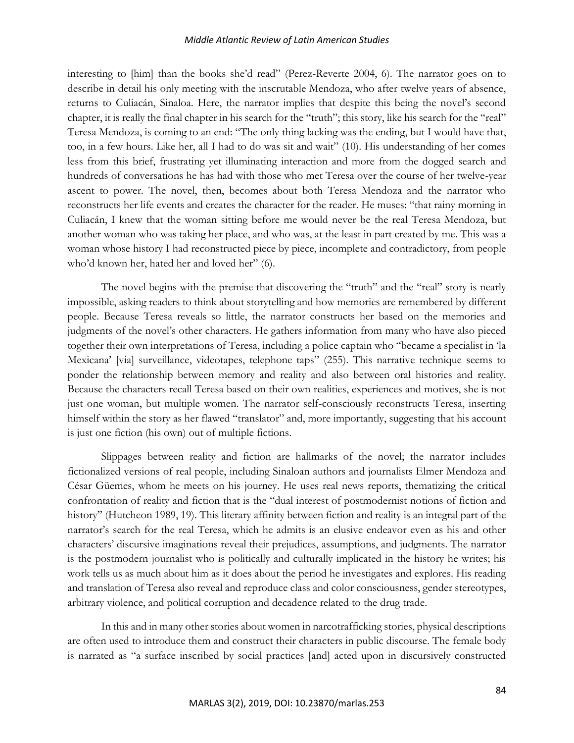interesting to [him] than the books she'd read" (Perez-Reverte 2004, 6). The narrator goes on to describe in detail his only meeting with the inscrutable Mendoza, who after twelve years of absence, returns to Culiacán, Sinaloa. Here, the narrator implies that despite this being the novel's second chapter, it is really the final chapter in his search for the "truth"; this story, like his search for the "real" Teresa Mendoza, is coming to an end: "The only thing lacking was the ending, but I would have that, too, in a few hours. Like her, all I had to do was sit and wait" (10). His understanding of her comes less from this brief, frustrating yet illuminating interaction and more from the dogged search and hundreds of conversations he has had with those who met Teresa over the course of her twelve-year ascent to power. The novel, then, becomes about both Teresa Mendoza and the narrator who reconstructs her life events and creates the character for the reader. He muses: "that rainy morning in Culiacán, I knew that the woman sitting before me would never be the real Teresa Mendoza, but another woman who was taking her place, and who was, at the least in part created by me. This was a woman whose history I had reconstructed piece by piece, incomplete and contradictory, from people who'd known her, hated her and loved her" (6).

The novel begins with the premise that discovering the "truth" and the "real" story is nearly impossible, asking readers to think about storytelling and how memories are remembered by different people. Because Teresa reveals so little, the narrator constructs her based on the memories and judgments of the novel's other characters. He gathers information from many who have also pieced together their own interpretations of Teresa, including a police captain who "became a specialist in 'la Mexicana' [via] surveillance, videotapes, telephone taps" (255). This narrative technique seems to ponder the relationship between memory and reality and also between oral histories and reality. Because the characters recall Teresa based on their own realities, experiences and motives, she is not just one woman, but multiple women. The narrator self-consciously reconstructs Teresa, inserting himself within the story as her flawed "translator" and, more importantly, suggesting that his account is just one fiction (his own) out of multiple fictions.

Slippages between reality and fiction are hallmarks of the novel; the narrator includes fictionalized versions of real people, including Sinaloan authors and journalists Elmer Mendoza and César Güemes, whom he meets on his journey. He uses real news reports, thematizing the critical confrontation of reality and fiction that is the "dual interest of postmodernist notions of fiction and history" (Hutcheon 1989, 19). This literary affinity between fiction and reality is an integral part of the narrator's search for the real Teresa, which he admits is an elusive endeavor even as his and other characters' discursive imaginations reveal their prejudices, assumptions, and judgments. The narrator is the postmodern journalist who is politically and culturally implicated in the history he writes; his work tells us as much about him as it does about the period he investigates and explores. His reading and translation of Teresa also reveal and reproduce class and color consciousness, gender stereotypes, arbitrary violence, and political corruption and decadence related to the drug trade.

In this and in many other stories about women in narcotrafficking stories, physical descriptions are often used to introduce them and construct their characters in public discourse. The female body is narrated as "a surface inscribed by social practices [and] acted upon in discursively constructed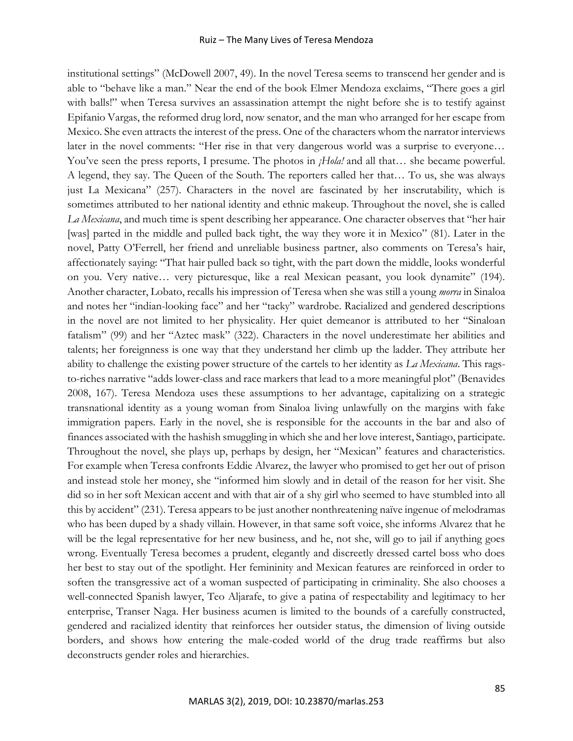institutional settings" (McDowell 2007, 49). In the novel Teresa seems to transcend her gender and is able to "behave like a man." Near the end of the book Elmer Mendoza exclaims, "There goes a girl with balls!" when Teresa survives an assassination attempt the night before she is to testify against Epifanio Vargas, the reformed drug lord, now senator, and the man who arranged for her escape from Mexico. She even attracts the interest of the press. One of the characters whom the narrator interviews later in the novel comments: "Her rise in that very dangerous world was a surprise to everyone… You've seen the press reports, I presume. The photos in *¡Hola!* and all that… she became powerful. A legend, they say. The Queen of the South. The reporters called her that… To us, she was always just La Mexicana" (257). Characters in the novel are fascinated by her inscrutability, which is sometimes attributed to her national identity and ethnic makeup. Throughout the novel, she is called *La Mexicana*, and much time is spent describing her appearance. One character observes that "her hair [was] parted in the middle and pulled back tight, the way they wore it in Mexico" (81). Later in the novel, Patty O'Ferrell, her friend and unreliable business partner, also comments on Teresa's hair, affectionately saying: "That hair pulled back so tight, with the part down the middle, looks wonderful on you. Very native… very picturesque, like a real Mexican peasant, you look dynamite" (194). Another character, Lobato, recalls his impression of Teresa when she was still a young *morra* in Sinaloa and notes her "indian-looking face" and her "tacky" wardrobe. Racialized and gendered descriptions in the novel are not limited to her physicality. Her quiet demeanor is attributed to her "Sinaloan fatalism" (99) and her "Aztec mask" (322). Characters in the novel underestimate her abilities and talents; her foreignness is one way that they understand her climb up the ladder. They attribute her ability to challenge the existing power structure of the cartels to her identity as *La Mexicana*. This rags-to-riches narrative "adds lower-class and race markers that lead to a more meaningful plot" (Benavides 2008, 167). Teresa Mendoza uses these assumptions to her advantage, capitalizing on a strategic transnational identity as a young woman from Sinaloa living unlawfully on the margins with fake immigration papers. Early in the novel, she is responsible for the accounts in the bar and also of finances associated with the hashish smuggling in which she and her love interest, Santiago, participate. Throughout the novel, she plays up, perhaps by design, her "Mexican" features and characteristics. For example when Teresa confronts Eddie Alvarez, the lawyer who promised to get her out of prison and instead stole her money, she "informed him slowly and in detail of the reason for her visit. She did so in her soft Mexican accent and with that air of a shy girl who seemed to have stumbled into all this by accident" (231). Teresa appears to be just another nonthreatening naïve ingenue of melodramas who has been duped by a shady villain. However, in that same soft voice, she informs Alvarez that he will be the legal representative for her new business, and he, not she, will go to jail if anything goes wrong. Eventually Teresa becomes a prudent, elegantly and discreetly dressed cartel boss who does her best to stay out of the spotlight. Her femininity and Mexican features are reinforced in order to soften the transgressive act of a woman suspected of participating in criminality. She also chooses a well-connected Spanish lawyer, Teo Aljarafe, to give a patina of respectability and legitimacy to her enterprise, Transer Naga. Her business acumen is limited to the bounds of a carefully constructed, gendered and racialized identity that reinforces her outsider status, the dimension of living outside borders, and shows how entering the male-coded world of the drug trade reaffirms but also deconstructs gender roles and hierarchies.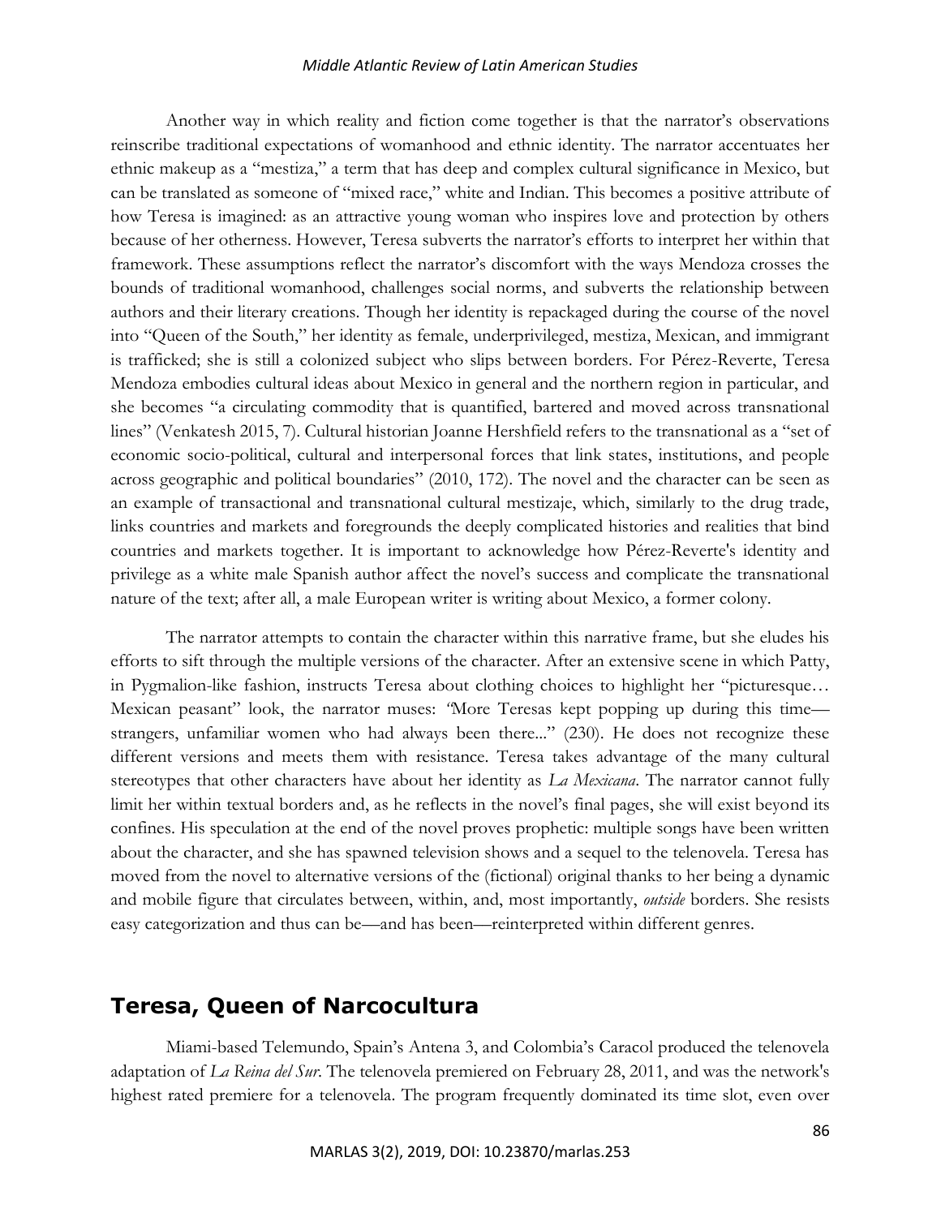Another way in which reality and fiction come together is that the narrator's observations reinscribe traditional expectations of womanhood and ethnic identity. The narrator accentuates her ethnic makeup as a "mestiza," a term that has deep and complex cultural significance in Mexico, but can be translated as someone of "mixed race," white and Indian. This becomes a positive attribute of how Teresa is imagined: as an attractive young woman who inspires love and protection by others because of her otherness. However, Teresa subverts the narrator's efforts to interpret her within that framework. These assumptions reflect the narrator's discomfort with the ways Mendoza crosses the bounds of traditional womanhood, challenges social norms, and subverts the relationship between authors and their literary creations. Though her identity is repackaged during the course of the novel into "Queen of the South," her identity as female, underprivileged, mestiza, Mexican, and immigrant is trafficked; she is still a colonized subject who slips between borders. For Pérez-Reverte, Teresa Mendoza embodies cultural ideas about Mexico in general and the northern region in particular, and she becomes "a circulating commodity that is quantified, bartered and moved across transnational lines" (Venkatesh 2015, 7). Cultural historian Joanne Hershfield refers to the transnational as a "set of economic socio-political, cultural and interpersonal forces that link states, institutions, and people across geographic and political boundaries" (2010, 172). The novel and the character can be seen as an example of transactional and transnational cultural mestizaje, which, similarly to the drug trade, links countries and markets and foregrounds the deeply complicated histories and realities that bind countries and markets together. It is important to acknowledge how Pérez-Reverte's identity and privilege as a white male Spanish author affect the novel's success and complicate the transnational nature of the text; after all, a male European writer is writing about Mexico, a former colony.

The narrator attempts to contain the character within this narrative frame, but she eludes his efforts to sift through the multiple versions of the character. After an extensive scene in which Patty, in Pygmalion-like fashion, instructs Teresa about clothing choices to highlight her "picturesque… Mexican peasant" look, the narrator muses: "More Teresas kept popping up during this time—strangers, unfamiliar women who had always been there..." (230). He does not recognize these different versions and meets them with resistance. Teresa takes advantage of the many cultural stereotypes that other characters have about her identity as *La Mexicana*. The narrator cannot fully limit her within textual borders and, as he reflects in the novel's final pages, she will exist beyond its confines. His speculation at the end of the novel proves prophetic: multiple songs have been written about the character, and she has spawned television shows and a sequel to the telenovela. Teresa has moved from the novel to alternative versions of the (fictional) original thanks to her being a dynamic and mobile figure that circulates between, within, and, most importantly, *outside* borders. She resists easy categorization and thus can be—and has been—reinterpreted within different genres.

## Teresa, Queen of Narcocultura

Miami-based Telemundo, Spain's Antena 3, and Colombia's Caracol produced the telenovela adaptation of *La Reina del Sur*. The telenovela premiered on February 28, 2011, and was the network's highest rated premiere for a telenovela. The program frequently dominated its time slot, even over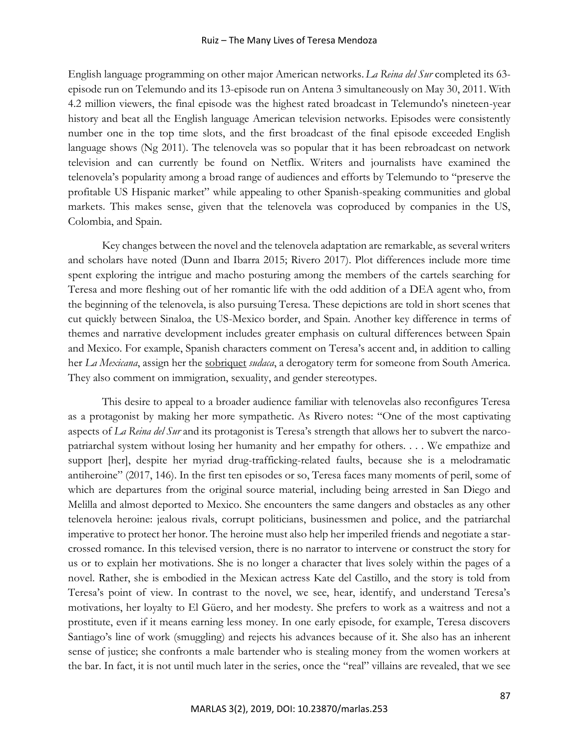English language programming on other major American networks. *La Reina del Sur* completed its 63-episode run on Telemundo and its 13-episode run on Antena 3 simultaneously on May 30, 2011. With 4.2 million viewers, the final episode was the highest rated broadcast in Telemundo's nineteen-year history and beat all the English language American television networks. Episodes were consistently number one in the top time slots, and the first broadcast of the final episode exceeded English language shows (Ng 2011). The telenovela was so popular that it has been rebroadcast on network television and can currently be found on Netflix. Writers and journalists have examined the telenovela's popularity among a broad range of audiences and efforts by Telemundo to "preserve the profitable US Hispanic market" while appealing to other Spanish-speaking communities and global markets. This makes sense, given that the telenovela was coproduced by companies in the US, Colombia, and Spain.

Key changes between the novel and the telenovela adaptation are remarkable, as several writers and scholars have noted (Dunn and Ibarra 2015; Rivero 2017). Plot differences include more time spent exploring the intrigue and macho posturing among the members of the cartels searching for Teresa and more fleshing out of her romantic life with the odd addition of a DEA agent who, from the beginning of the telenovela, is also pursuing Teresa. These depictions are told in short scenes that cut quickly between Sinaloa, the US-Mexico border, and Spain. Another key difference in terms of themes and narrative development includes greater emphasis on cultural differences between Spain and Mexico. For example, Spanish characters comment on Teresa's accent and, in addition to calling her *La Mexicana*, assign her the sobriquet *sudaca*, a derogatory term for someone from South America. They also comment on immigration, sexuality, and gender stereotypes.

This desire to appeal to a broader audience familiar with telenovelas also reconfigures Teresa as a protagonist by making her more sympathetic. As Rivero notes: "One of the most captivating aspects of *La Reina del Sur* and its protagonist is Teresa's strength that allows her to subvert the narco-patriarchal system without losing her humanity and her empathy for others. . . . We empathize and support [her], despite her myriad drug-trafficking-related faults, because she is a melodramatic antiheroine" (2017, 146). In the first ten episodes or so, Teresa faces many moments of peril, some of which are departures from the original source material, including being arrested in San Diego and Melilla and almost deported to Mexico. She encounters the same dangers and obstacles as any other telenovela heroine: jealous rivals, corrupt politicians, businessmen and police, and the patriarchal imperative to protect her honor. The heroine must also help her imperiled friends and negotiate a star-crossed romance. In this televised version, there is no narrator to intervene or construct the story for us or to explain her motivations. She is no longer a character that lives solely within the pages of a novel. Rather, she is embodied in the Mexican actress Kate del Castillo, and the story is told from Teresa's point of view. In contrast to the novel, we see, hear, identify, and understand Teresa's motivations, her loyalty to El Güero, and her modesty. She prefers to work as a waitress and not a prostitute, even if it means earning less money. In one early episode, for example, Teresa discovers Santiago's line of work (smuggling) and rejects his advances because of it. She also has an inherent sense of justice; she confronts a male bartender who is stealing money from the women workers at the bar. In fact, it is not until much later in the series, once the "real" villains are revealed, that we see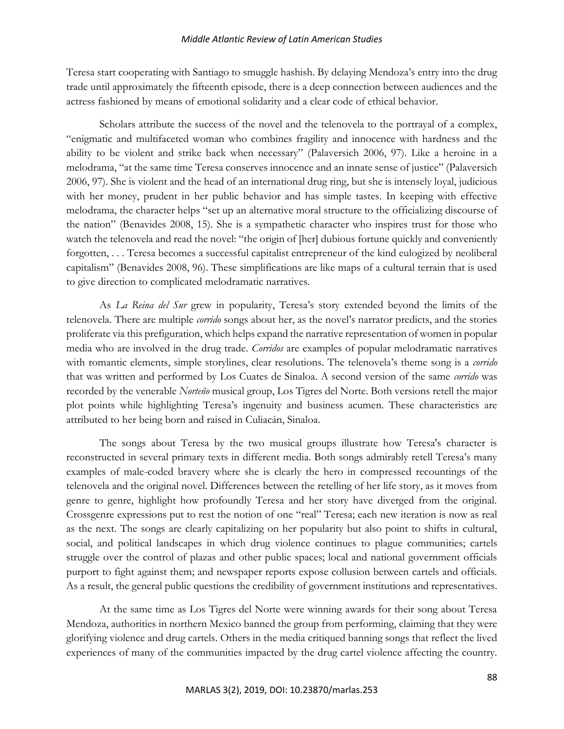Teresa start cooperating with Santiago to smuggle hashish. By delaying Mendoza's entry into the drug trade until approximately the fifteenth episode, there is a deep connection between audiences and the actress fashioned by means of emotional solidarity and a clear code of ethical behavior.

Scholars attribute the success of the novel and the telenovela to the portrayal of a complex, "enigmatic and multifaceted woman who combines fragility and innocence with hardness and the ability to be violent and strike back when necessary" (Palaversich 2006, 97). Like a heroine in a melodrama, "at the same time Teresa conserves innocence and an innate sense of justice" (Palaversich 2006, 97). She is violent and the head of an international drug ring, but she is intensely loyal, judicious with her money, prudent in her public behavior and has simple tastes. In keeping with effective melodrama, the character helps "set up an alternative moral structure to the officializing discourse of the nation" (Benavides 2008, 15). She is a sympathetic character who inspires trust for those who watch the telenovela and read the novel: "the origin of [her] dubious fortune quickly and conveniently forgotten, . . . Teresa becomes a successful capitalist entrepreneur of the kind eulogized by neoliberal capitalism" (Benavides 2008, 96). These simplifications are like maps of a cultural terrain that is used to give direction to complicated melodramatic narratives.

As *La Reina del Sur* grew in popularity, Teresa's story extended beyond the limits of the telenovela. There are multiple *corrido* songs about her, as the novel's narrator predicts, and the stories proliferate via this prefiguration, which helps expand the narrative representation of women in popular media who are involved in the drug trade. *Corridos* are examples of popular melodramatic narratives with romantic elements, simple storylines, clear resolutions. The telenovela's theme song is a *corrido* that was written and performed by Los Cuates de Sinaloa. A second version of the same *corrido* was recorded by the venerable *Norteño* musical group, Los Tigres del Norte. Both versions retell the major plot points while highlighting Teresa's ingenuity and business acumen. These characteristics are attributed to her being born and raised in Culiacán, Sinaloa.

The songs about Teresa by the two musical groups illustrate how Teresa's character is reconstructed in several primary texts in different media. Both songs admirably retell Teresa's many examples of male-coded bravery where she is clearly the hero in compressed recountings of the telenovela and the original novel. Differences between the retelling of her life story, as it moves from genre to genre, highlight how profoundly Teresa and her story have diverged from the original. Crossgenre expressions put to rest the notion of one "real" Teresa; each new iteration is now as real as the next. The songs are clearly capitalizing on her popularity but also point to shifts in cultural, social, and political landscapes in which drug violence continues to plague communities; cartels struggle over the control of plazas and other public spaces; local and national government officials purport to fight against them; and newspaper reports expose collusion between cartels and officials. As a result, the general public questions the credibility of government institutions and representatives.

At the same time as Los Tigres del Norte were winning awards for their song about Teresa Mendoza, authorities in northern Mexico banned the group from performing, claiming that they were glorifying violence and drug cartels. Others in the media critiqued banning songs that reflect the lived experiences of many of the communities impacted by the drug cartel violence affecting the country.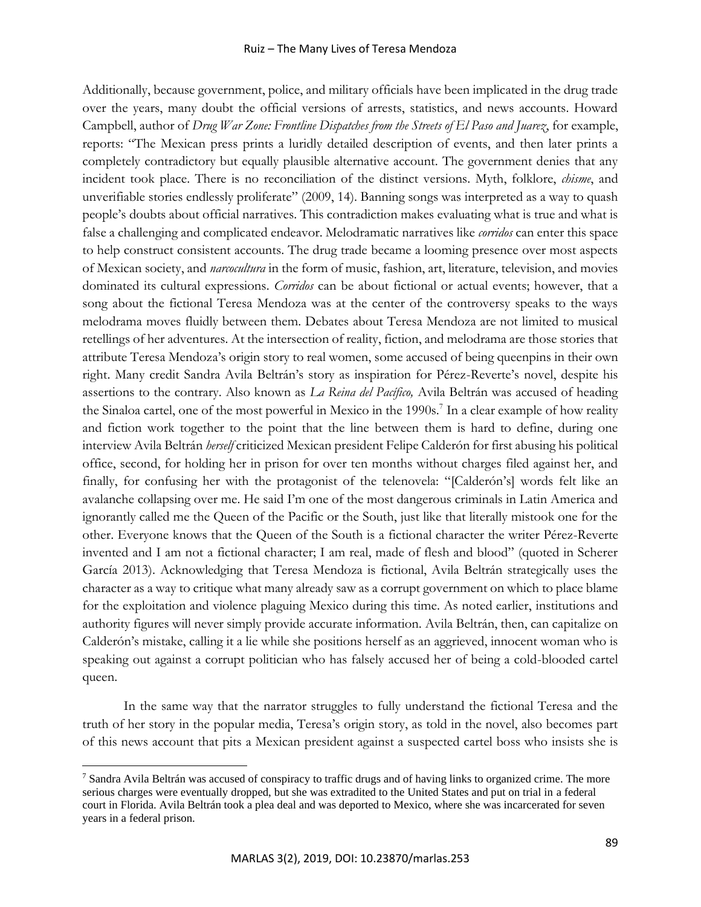Additionally, because government, police, and military officials have been implicated in the drug trade over the years, many doubt the official versions of arrests, statistics, and news accounts. Howard Campbell, author of *Drug War Zone: Frontline Dispatches from the Streets of El Paso and Juarez*, for example, reports: "The Mexican press prints a luridly detailed description of events, and then later prints a completely contradictory but equally plausible alternative account. The government denies that any incident took place. There is no reconciliation of the distinct versions. Myth, folklore, *chisme*, and unverifiable stories endlessly proliferate" (2009, 14). Banning songs was interpreted as a way to quash people's doubts about official narratives. This contradiction makes evaluating what is true and what is false a challenging and complicated endeavor. Melodramatic narratives like *corridos* can enter this space to help construct consistent accounts. The drug trade became a looming presence over most aspects of Mexican society, and *narcocultura* in the form of music, fashion, art, literature, television, and movies dominated its cultural expressions. *Corridos* can be about fictional or actual events; however, that a song about the fictional Teresa Mendoza was at the center of the controversy speaks to the ways melodrama moves fluidly between them. Debates about Teresa Mendoza are not limited to musical retellings of her adventures. At the intersection of reality, fiction, and melodrama are those stories that attribute Teresa Mendoza's origin story to real women, some accused of being queenpins in their own right. Many credit Sandra Avila Beltrán's story as inspiration for Pérez-Reverte's novel, despite his assertions to the contrary. Also known as *La Reina del Pacífico,* Avila Beltrán was accused of heading the Sinaloa cartel, one of the most powerful in Mexico in the 1990s.[7] In a clear example of how reality and fiction work together to the point that the line between them is hard to define, during one interview Avila Beltrán *herself* criticized Mexican president Felipe Calderón for first abusing his political office, second, for holding her in prison for over ten months without charges filed against her, and finally, for confusing her with the protagonist of the telenovela: "[Calderón's] words felt like an avalanche collapsing over me. He said I'm one of the most dangerous criminals in Latin America and ignorantly called me the Queen of the Pacific or the South, just like that literally mistook one for the other. Everyone knows that the Queen of the South is a fictional character the writer Pérez-Reverte invented and I am not a fictional character; I am real, made of flesh and blood" (quoted in Scherer García 2013). Acknowledging that Teresa Mendoza is fictional, Avila Beltrán strategically uses the character as a way to critique what many already saw as a corrupt government on which to place blame for the exploitation and violence plaguing Mexico during this time. As noted earlier, institutions and authority figures will never simply provide accurate information. Avila Beltrán, then, can capitalize on Calderón's mistake, calling it a lie while she positions herself as an aggrieved, innocent woman who is speaking out against a corrupt politician who has falsely accused her of being a cold-blooded cartel queen.

In the same way that the narrator struggles to fully understand the fictional Teresa and the truth of her story in the popular media, Teresa's origin story, as told in the novel, also becomes part of this news account that pits a Mexican president against a suspected cartel boss who insists she is

---

[7] Sandra Avila Beltrán was accused of conspiracy to traffic drugs and of having links to organized crime. The more serious charges were eventually dropped, but she was extradited to the United States and put on trial in a federal court in Florida. Avila Beltrán took a plea deal and was deported to Mexico, where she was incarcerated for seven years in a federal prison.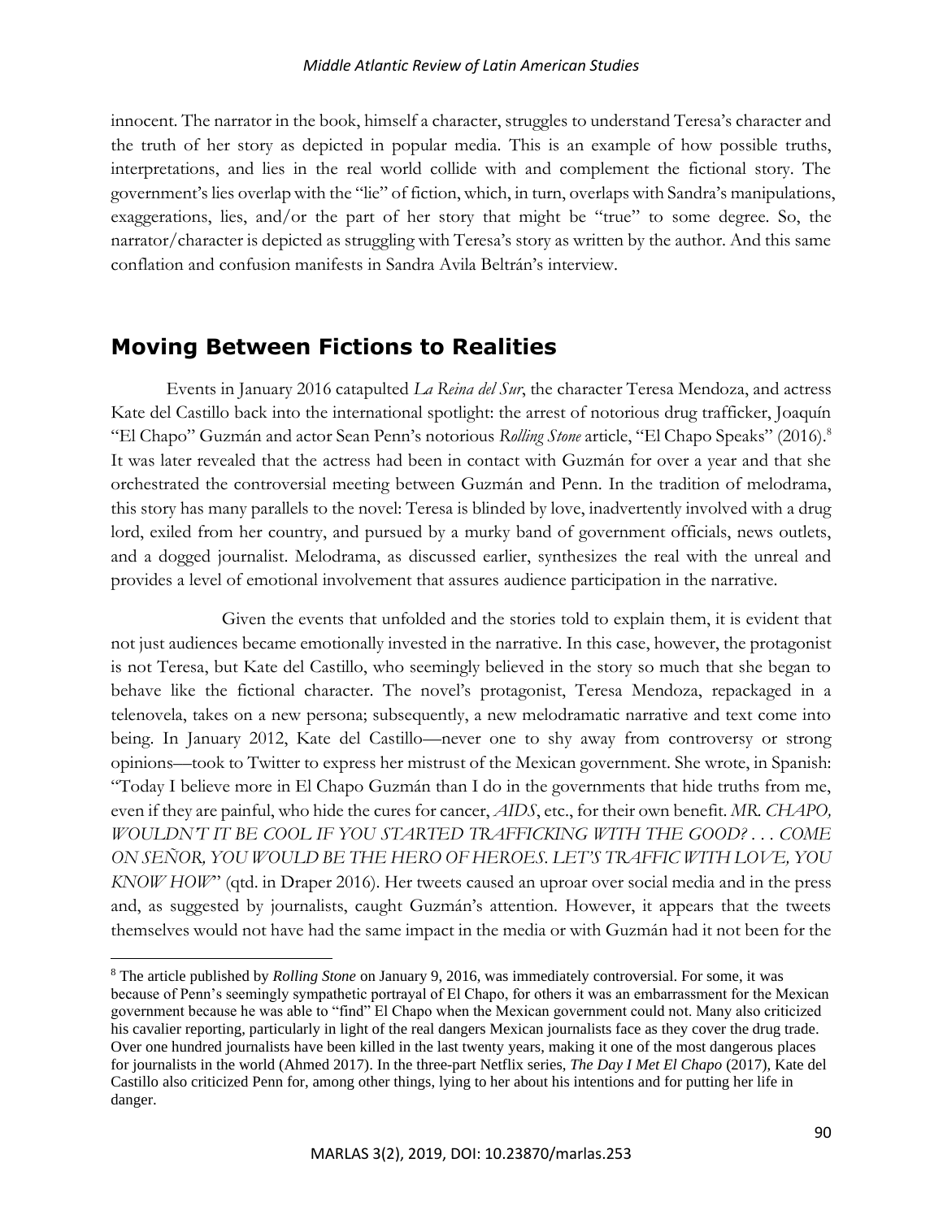innocent. The narrator in the book, himself a character, struggles to understand Teresa's character and the truth of her story as depicted in popular media. This is an example of how possible truths, interpretations, and lies in the real world collide with and complement the fictional story. The government's lies overlap with the "lie" of fiction, which, in turn, overlaps with Sandra's manipulations, exaggerations, lies, and/or the part of her story that might be "true" to some degree. So, the narrator/character is depicted as struggling with Teresa's story as written by the author. And this same conflation and confusion manifests in Sandra Avila Beltrán's interview.

## Moving Between Fictions to Realities

Events in January 2016 catapulted *La Reina del Sur*, the character Teresa Mendoza, and actress Kate del Castillo back into the international spotlight: the arrest of notorious drug trafficker, Joaquín "El Chapo" Guzmán and actor Sean Penn's notorious *Rolling Stone* article, "El Chapo Speaks" (2016).[8] It was later revealed that the actress had been in contact with Guzmán for over a year and that she orchestrated the controversial meeting between Guzmán and Penn. In the tradition of melodrama, this story has many parallels to the novel: Teresa is blinded by love, inadvertently involved with a drug lord, exiled from her country, and pursued by a murky band of government officials, news outlets, and a dogged journalist. Melodrama, as discussed earlier, synthesizes the real with the unreal and provides a level of emotional involvement that assures audience participation in the narrative.

Given the events that unfolded and the stories told to explain them, it is evident that not just audiences became emotionally invested in the narrative. In this case, however, the protagonist is not Teresa, but Kate del Castillo, who seemingly believed in the story so much that she began to behave like the fictional character. The novel's protagonist, Teresa Mendoza, repackaged in a telenovela, takes on a new persona; subsequently, a new melodramatic narrative and text come into being. In January 2012, Kate del Castillo—never one to shy away from controversy or strong opinions—took to Twitter to express her mistrust of the Mexican government. She wrote, in Spanish: "Today I believe more in El Chapo Guzmán than I do in the governments that hide truths from me, even if they are painful, who hide the cures for cancer, *AIDS*, etc., for their own benefit. *MR. CHAPO, WOULDN'T IT BE COOL IF YOU STARTED TRAFFICKING WITH THE GOOD? . . . COME ON SEÑOR, YOU WOULD BE THE HERO OF HEROES. LET'S TRAFFIC WITH LOVE, YOU KNOW HOW*" (qtd. in Draper 2016). Her tweets caused an uproar over social media and in the press and, as suggested by journalists, caught Guzmán's attention. However, it appears that the tweets themselves would not have had the same impact in the media or with Guzmán had it not been for the

---

[8] The article published by *Rolling Stone* on January 9, 2016, was immediately controversial. For some, it was because of Penn's seemingly sympathetic portrayal of El Chapo, for others it was an embarrassment for the Mexican government because he was able to "find" El Chapo when the Mexican government could not. Many also criticized his cavalier reporting, particularly in light of the real dangers Mexican journalists face as they cover the drug trade. Over one hundred journalists have been killed in the last twenty years, making it one of the most dangerous places for journalists in the world (Ahmed 2017). In the three-part Netflix series, *The Day I Met El Chapo* (2017), Kate del Castillo also criticized Penn for, among other things, lying to her about his intentions and for putting her life in danger.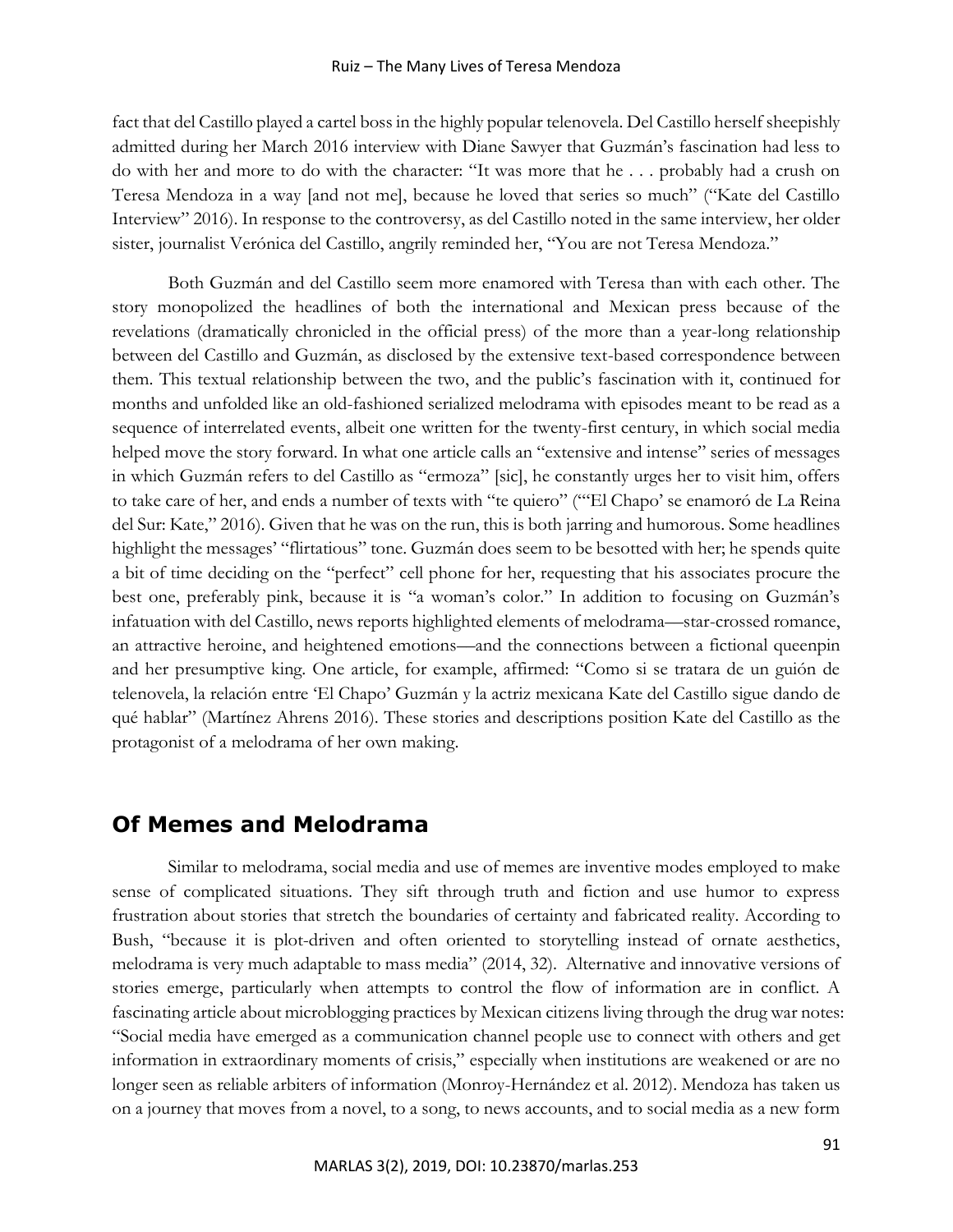fact that del Castillo played a cartel boss in the highly popular telenovela. Del Castillo herself sheepishly admitted during her March 2016 interview with Diane Sawyer that Guzmán's fascination had less to do with her and more to do with the character: "It was more that he . . . probably had a crush on Teresa Mendoza in a way [and not me], because he loved that series so much" ("Kate del Castillo Interview" 2016). In response to the controversy, as del Castillo noted in the same interview, her older sister, journalist Verónica del Castillo, angrily reminded her, "You are not Teresa Mendoza."

Both Guzmán and del Castillo seem more enamored with Teresa than with each other. The story monopolized the headlines of both the international and Mexican press because of the revelations (dramatically chronicled in the official press) of the more than a year-long relationship between del Castillo and Guzmán, as disclosed by the extensive text-based correspondence between them. This textual relationship between the two, and the public's fascination with it, continued for months and unfolded like an old-fashioned serialized melodrama with episodes meant to be read as a sequence of interrelated events, albeit one written for the twenty-first century, in which social media helped move the story forward. In what one article calls an "extensive and intense" series of messages in which Guzmán refers to del Castillo as "ermoza" [sic], he constantly urges her to visit him, offers to take care of her, and ends a number of texts with "te quiero" ("'El Chapo' se enamoró de La Reina del Sur: Kate," 2016). Given that he was on the run, this is both jarring and humorous. Some headlines highlight the messages' "flirtatious" tone. Guzmán does seem to be besotted with her; he spends quite a bit of time deciding on the "perfect" cell phone for her, requesting that his associates procure the best one, preferably pink, because it is "a woman's color." In addition to focusing on Guzmán's infatuation with del Castillo, news reports highlighted elements of melodrama—star-crossed romance, an attractive heroine, and heightened emotions—and the connections between a fictional queenpin and her presumptive king. One article, for example, affirmed: "Como si se tratara de un guión de telenovela, la relación entre 'El Chapo' Guzmán y la actriz mexicana Kate del Castillo sigue dando de qué hablar" (Martínez Ahrens 2016). These stories and descriptions position Kate del Castillo as the protagonist of a melodrama of her own making.

## Of Memes and Melodrama

Similar to melodrama, social media and use of memes are inventive modes employed to make sense of complicated situations. They sift through truth and fiction and use humor to express frustration about stories that stretch the boundaries of certainty and fabricated reality. According to Bush, "because it is plot-driven and often oriented to storytelling instead of ornate aesthetics, melodrama is very much adaptable to mass media" (2014, 32). Alternative and innovative versions of stories emerge, particularly when attempts to control the flow of information are in conflict. A fascinating article about microblogging practices by Mexican citizens living through the drug war notes: "Social media have emerged as a communication channel people use to connect with others and get information in extraordinary moments of crisis," especially when institutions are weakened or are no longer seen as reliable arbiters of information (Monroy-Hernández et al. 2012). Mendoza has taken us on a journey that moves from a novel, to a song, to news accounts, and to social media as a new form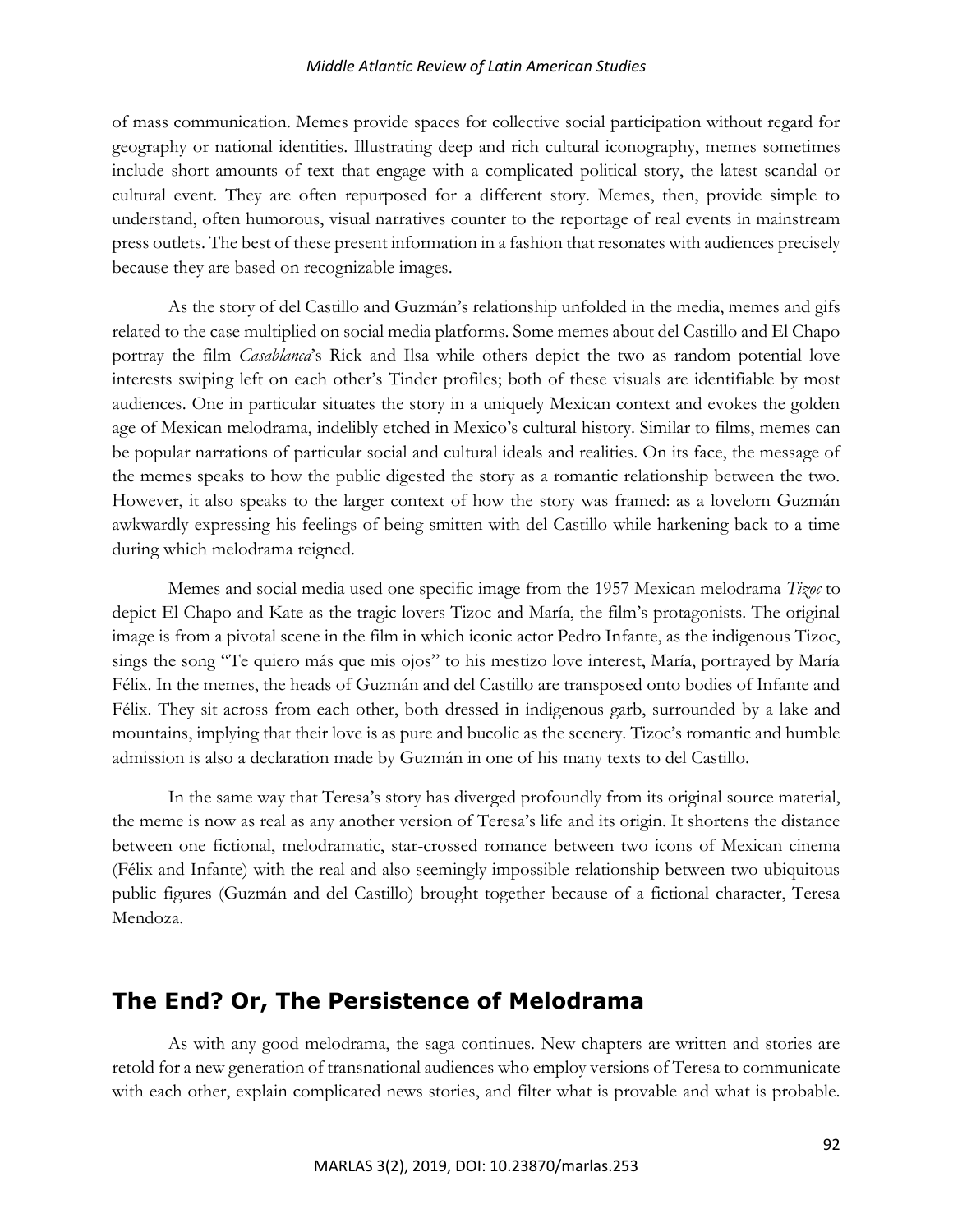of mass communication. Memes provide spaces for collective social participation without regard for geography or national identities. Illustrating deep and rich cultural iconography, memes sometimes include short amounts of text that engage with a complicated political story, the latest scandal or cultural event. They are often repurposed for a different story. Memes, then, provide simple to understand, often humorous, visual narratives counter to the reportage of real events in mainstream press outlets. The best of these present information in a fashion that resonates with audiences precisely because they are based on recognizable images.

As the story of del Castillo and Guzmán's relationship unfolded in the media, memes and gifs related to the case multiplied on social media platforms. Some memes about del Castillo and El Chapo portray the film *Casablanca*'s Rick and Ilsa while others depict the two as random potential love interests swiping left on each other's Tinder profiles; both of these visuals are identifiable by most audiences. One in particular situates the story in a uniquely Mexican context and evokes the golden age of Mexican melodrama, indelibly etched in Mexico's cultural history. Similar to films, memes can be popular narrations of particular social and cultural ideals and realities. On its face, the message of the memes speaks to how the public digested the story as a romantic relationship between the two. However, it also speaks to the larger context of how the story was framed: as a lovelorn Guzmán awkwardly expressing his feelings of being smitten with del Castillo while harkening back to a time during which melodrama reigned.

Memes and social media used one specific image from the 1957 Mexican melodrama *Tizoc* to depict El Chapo and Kate as the tragic lovers Tizoc and María, the film's protagonists. The original image is from a pivotal scene in the film in which iconic actor Pedro Infante, as the indigenous Tizoc, sings the song "Te quiero más que mis ojos" to his mestizo love interest, María, portrayed by María Félix. In the memes, the heads of Guzmán and del Castillo are transposed onto bodies of Infante and Félix. They sit across from each other, both dressed in indigenous garb, surrounded by a lake and mountains, implying that their love is as pure and bucolic as the scenery. Tizoc's romantic and humble admission is also a declaration made by Guzmán in one of his many texts to del Castillo.

In the same way that Teresa's story has diverged profoundly from its original source material, the meme is now as real as any another version of Teresa's life and its origin. It shortens the distance between one fictional, melodramatic, star-crossed romance between two icons of Mexican cinema (Félix and Infante) with the real and also seemingly impossible relationship between two ubiquitous public figures (Guzmán and del Castillo) brought together because of a fictional character, Teresa Mendoza.

## The End? Or, The Persistence of Melodrama

As with any good melodrama, the saga continues. New chapters are written and stories are retold for a new generation of transnational audiences who employ versions of Teresa to communicate with each other, explain complicated news stories, and filter what is provable and what is probable.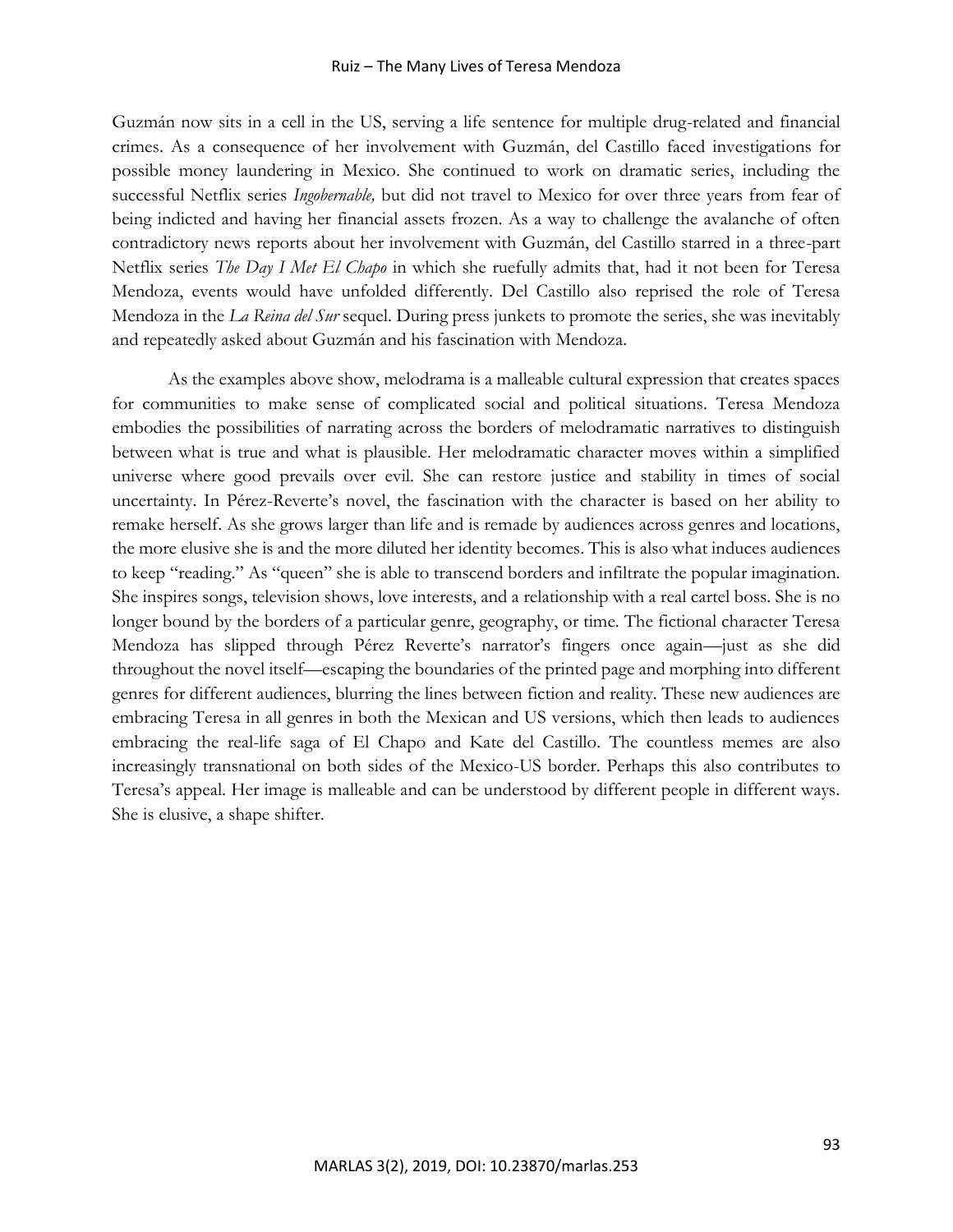Guzmán now sits in a cell in the US, serving a life sentence for multiple drug-related and financial crimes. As a consequence of her involvement with Guzmán, del Castillo faced investigations for possible money laundering in Mexico. She continued to work on dramatic series, including the successful Netflix series *Ingobernable,* but did not travel to Mexico for over three years from fear of being indicted and having her financial assets frozen. As a way to challenge the avalanche of often contradictory news reports about her involvement with Guzmán, del Castillo starred in a three-part Netflix series *The Day I Met El Chapo* in which she ruefully admits that, had it not been for Teresa Mendoza, events would have unfolded differently. Del Castillo also reprised the role of Teresa Mendoza in the *La Reina del Sur* sequel. During press junkets to promote the series, she was inevitably and repeatedly asked about Guzmán and his fascination with Mendoza.

As the examples above show, melodrama is a malleable cultural expression that creates spaces for communities to make sense of complicated social and political situations. Teresa Mendoza embodies the possibilities of narrating across the borders of melodramatic narratives to distinguish between what is true and what is plausible. Her melodramatic character moves within a simplified universe where good prevails over evil. She can restore justice and stability in times of social uncertainty. In Pérez-Reverte's novel, the fascination with the character is based on her ability to remake herself. As she grows larger than life and is remade by audiences across genres and locations, the more elusive she is and the more diluted her identity becomes. This is also what induces audiences to keep "reading." As "queen" she is able to transcend borders and infiltrate the popular imagination. She inspires songs, television shows, love interests, and a relationship with a real cartel boss. She is no longer bound by the borders of a particular genre, geography, or time. The fictional character Teresa Mendoza has slipped through Pérez Reverte's narrator's fingers once again—just as she did throughout the novel itself—escaping the boundaries of the printed page and morphing into different genres for different audiences, blurring the lines between fiction and reality. These new audiences are embracing Teresa in all genres in both the Mexican and US versions, which then leads to audiences embracing the real-life saga of El Chapo and Kate del Castillo. The countless memes are also increasingly transnational on both sides of the Mexico-US border. Perhaps this also contributes to Teresa's appeal. Her image is malleable and can be understood by different people in different ways. She is elusive, a shape shifter.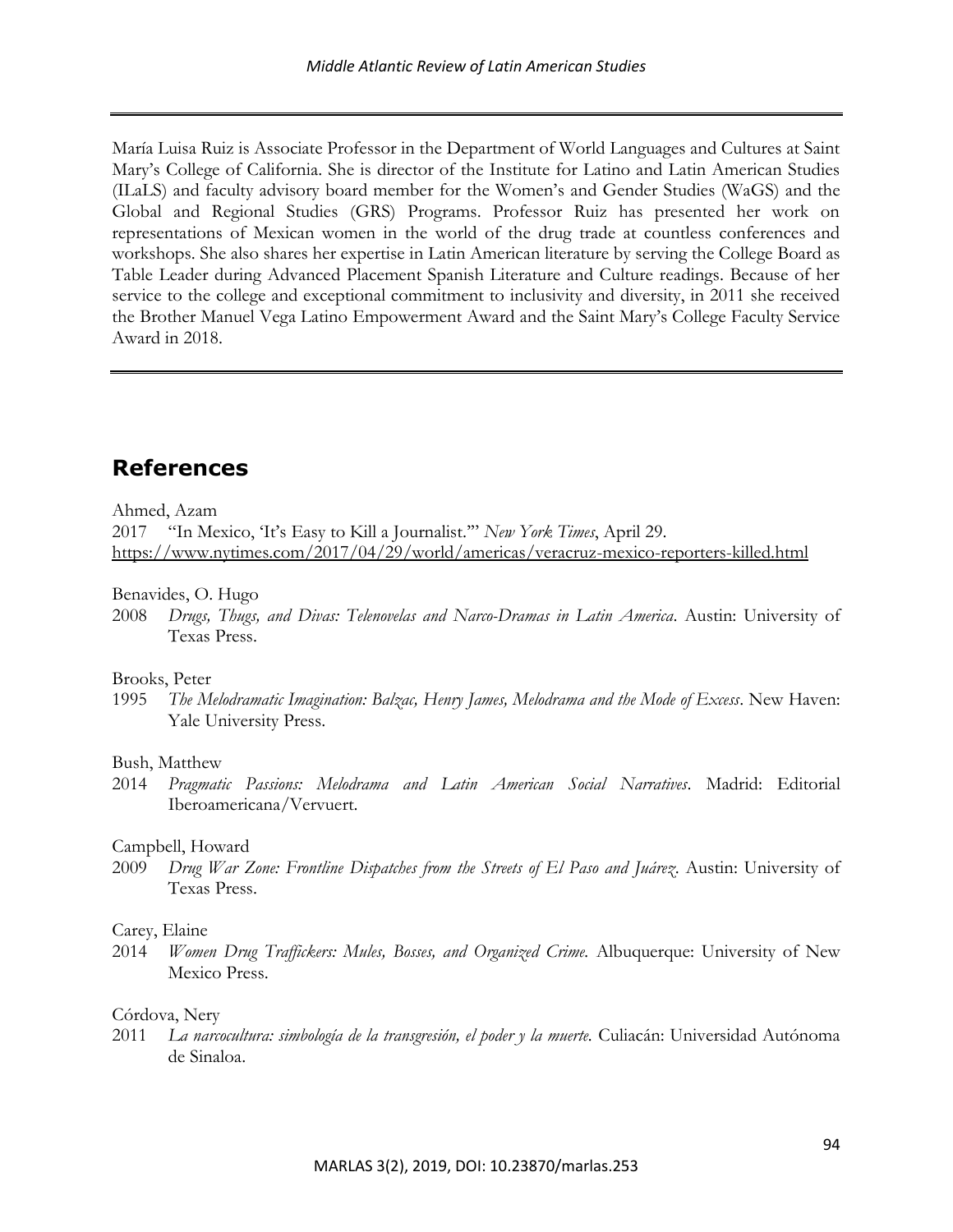María Luisa Ruiz is Associate Professor in the Department of World Languages and Cultures at Saint Mary's College of California. She is director of the Institute for Latino and Latin American Studies (ILaLS) and faculty advisory board member for the Women's and Gender Studies (WaGS) and the Global and Regional Studies (GRS) Programs. Professor Ruiz has presented her work on representations of Mexican women in the world of the drug trade at countless conferences and workshops. She also shares her expertise in Latin American literature by serving the College Board as Table Leader during Advanced Placement Spanish Literature and Culture readings. Because of her service to the college and exceptional commitment to inclusivity and diversity, in 2011 she received the Brother Manuel Vega Latino Empowerment Award and the Saint Mary's College Faculty Service Award in 2018.

## References

Ahmed, Azam
2017 "In Mexico, 'It's Easy to Kill a Journalist.'" *New York Times*, April 29. https://www.nytimes.com/2017/04/29/world/americas/veracruz-mexico-reporters-killed.html

Benavides, O. Hugo
2008 *Drugs, Thugs, and Divas: Telenovelas and Narco-Dramas in Latin America*. Austin: University of Texas Press.

Brooks, Peter
1995 *The Melodramatic Imagination: Balzac, Henry James, Melodrama and the Mode of Excess*. New Haven: Yale University Press.

Bush, Matthew
2014 *Pragmatic Passions: Melodrama and Latin American Social Narratives*. Madrid: Editorial Iberoamericana/Vervuert.

Campbell, Howard
2009 *Drug War Zone: Frontline Dispatches from the Streets of El Paso and Juárez*. Austin: University of Texas Press.

Carey, Elaine
2014 *Women Drug Traffickers: Mules, Bosses, and Organized Crime*. Albuquerque: University of New Mexico Press.

Córdova, Nery
2011 *La narcocultura: simbología de la transgresión, el poder y la muerte*. Culiacán: Universidad Autónoma de Sinaloa.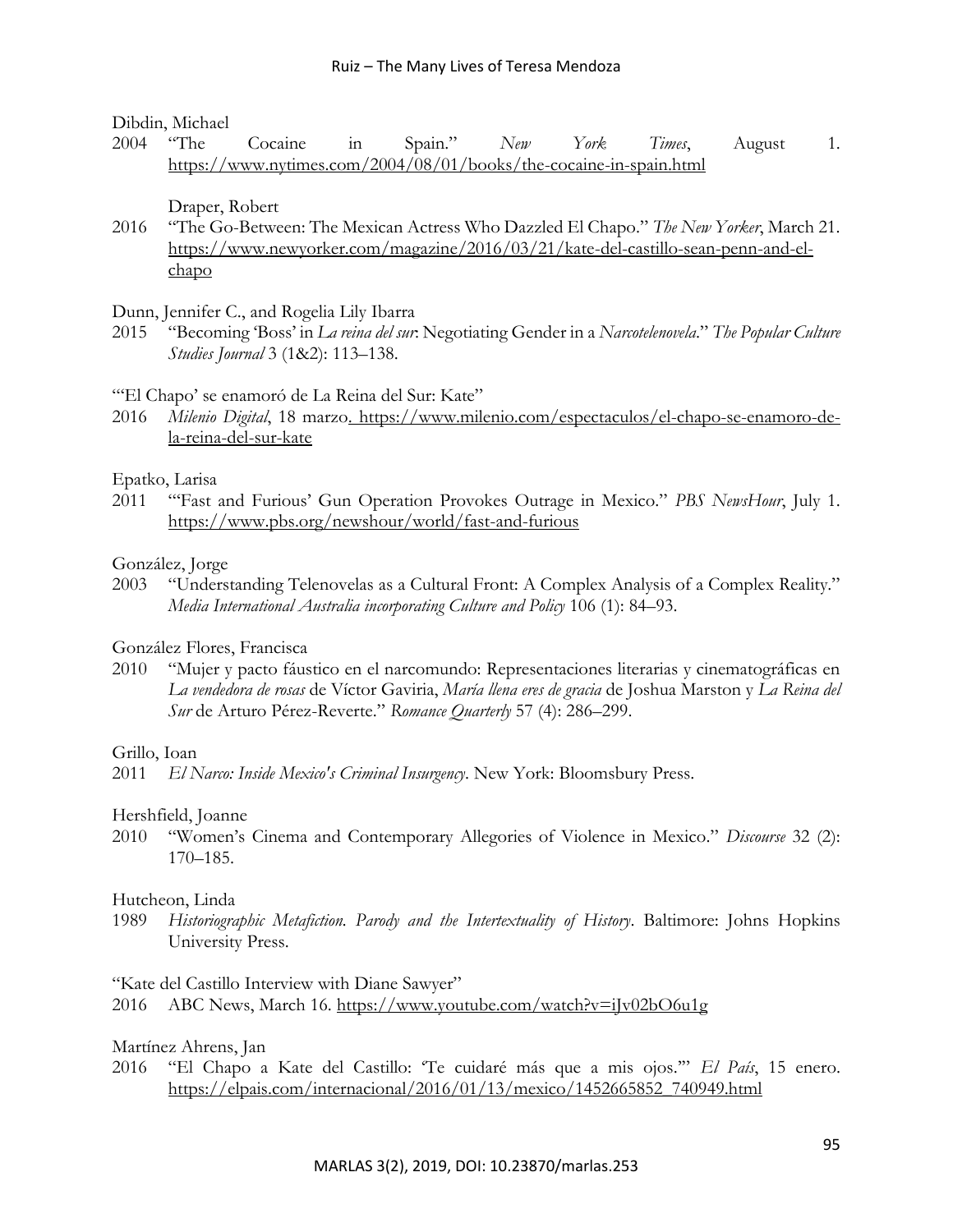Dibdin, Michael

2004 "The Cocaine in Spain." *New York Times*, August 1. https://www.nytimes.com/2004/08/01/books/the-cocaine-in-spain.html

Draper, Robert

2016 "The Go-Between: The Mexican Actress Who Dazzled El Chapo." *The New Yorker*, March 21. https://www.newyorker.com/magazine/2016/03/21/kate-del-castillo-sean-penn-and-el-chapo

Dunn, Jennifer C., and Rogelia Lily Ibarra

2015 "Becoming 'Boss' in *La reina del sur*: Negotiating Gender in a *Narcotelenovela*." *The Popular Culture Studies Journal* 3 (1&2): 113–138.

"'El Chapo' se enamoró de La Reina del Sur: Kate"

2016 *Milenio Digital*, 18 marzo. https://www.milenio.com/espectaculos/el-chapo-se-enamoro-de-la-reina-del-sur-kate

Epatko, Larisa

2011 "'Fast and Furious' Gun Operation Provokes Outrage in Mexico." *PBS NewsHour*, July 1. https://www.pbs.org/newshour/world/fast-and-furious

González, Jorge

2003 "Understanding Telenovelas as a Cultural Front: A Complex Analysis of a Complex Reality." *Media International Australia incorporating Culture and Policy* 106 (1): 84–93.

González Flores, Francisca

2010 "Mujer y pacto fáustico en el narcomundo: Representaciones literarias y cinematográficas en *La vendedora de rosas* de Víctor Gaviria, *María llena eres de gracia* de Joshua Marston y *La Reina del Sur* de Arturo Pérez-Reverte." *Romance Quarterly* 57 (4): 286–299.

Grillo, Ioan

2011 *El Narco: Inside Mexico's Criminal Insurgency*. New York: Bloomsbury Press.

Hershfield, Joanne

2010 "Women's Cinema and Contemporary Allegories of Violence in Mexico." *Discourse* 32 (2): 170–185.

Hutcheon, Linda

1989 *Historiographic Metafiction. Parody and the Intertextuality of History*. Baltimore: Johns Hopkins University Press.

"Kate del Castillo Interview with Diane Sawyer"

2016 ABC News, March 16. https://www.youtube.com/watch?v=iJv02bO6u1g

Martínez Ahrens, Jan

2016 "El Chapo a Kate del Castillo: 'Te cuidaré más que a mis ojos.'" *El País*, 15 enero. https://elpais.com/internacional/2016/01/13/mexico/1452665852_740949.html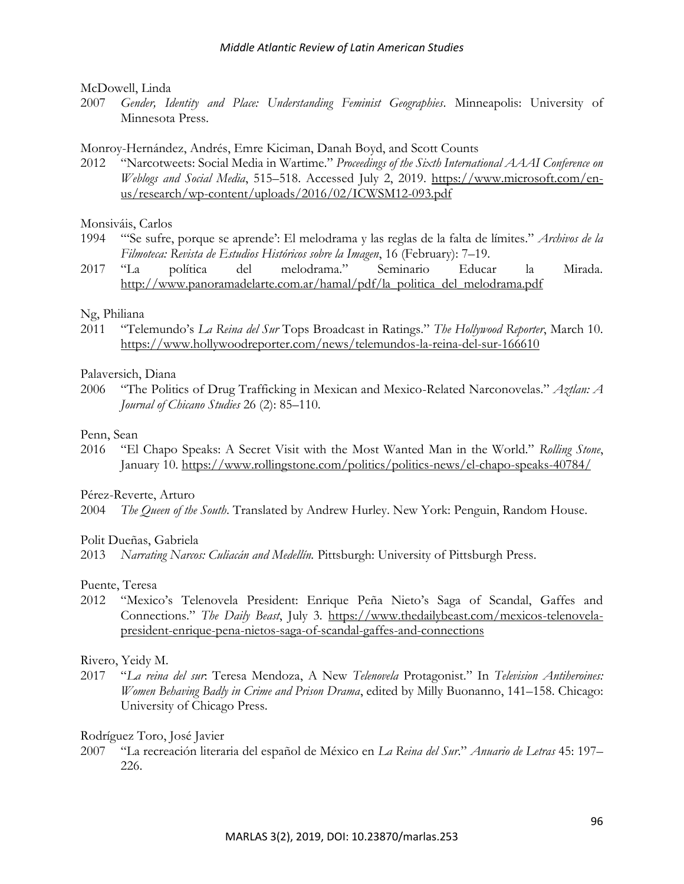McDowell, Linda

2007 *Gender, Identity and Place: Understanding Feminist Geographies*. Minneapolis: University of Minnesota Press.

Monroy-Hernández, Andrés, Emre Kiciman, Danah Boyd, and Scott Counts

2012 "Narcotweets: Social Media in Wartime." *Proceedings of the Sixth International AAAI Conference on Weblogs and Social Media*, 515–518. Accessed July 2, 2019. https://www.microsoft.com/en-us/research/wp-content/uploads/2016/02/ICWSM12-093.pdf

Monsiváis, Carlos

1994 "'Se sufre, porque se aprende': El melodrama y las reglas de la falta de límites." *Archivos de la Filmoteca: Revista de Estudios Históricos sobre la Imagen*, 16 (February): 7–19.

2017 "La política del melodrama." Seminario Educar la Mirada. http://www.panoramadelarte.com.ar/hamal/pdf/la_politica_del_melodrama.pdf

Ng, Philiana

2011 "Telemundo's *La Reina del Sur* Tops Broadcast in Ratings." *The Hollywood Reporter*, March 10. https://www.hollywoodreporter.com/news/telemundos-la-reina-del-sur-166610

Palaversich, Diana

2006 "The Politics of Drug Trafficking in Mexican and Mexico-Related Narconovelas." *Aztlan: A Journal of Chicano Studies* 26 (2): 85–110.

Penn, Sean

2016 "El Chapo Speaks: A Secret Visit with the Most Wanted Man in the World." *Rolling Stone*, January 10. https://www.rollingstone.com/politics/politics-news/el-chapo-speaks-40784/

Pérez-Reverte, Arturo

2004 *The Queen of the South*. Translated by Andrew Hurley. New York: Penguin, Random House.

Polit Dueñas, Gabriela

2013 *Narrating Narcos: Culiacán and Medellín.* Pittsburgh: University of Pittsburgh Press.

Puente, Teresa

2012 "Mexico's Telenovela President: Enrique Peña Nieto's Saga of Scandal, Gaffes and Connections." *The Daily Beast*, July 3. https://www.thedailybeast.com/mexicos-telenovela-president-enrique-pena-nietos-saga-of-scandal-gaffes-and-connections

Rivero, Yeidy M.

2017 "*La reina del sur*: Teresa Mendoza, A New *Telenovela* Protagonist." In *Television Antiheroines: Women Behaving Badly in Crime and Prison Drama*, edited by Milly Buonanno, 141–158. Chicago: University of Chicago Press.

Rodríguez Toro, José Javier

2007 "La recreación literaria del español de México en *La Reina del Sur*." *Anuario de Letras* 45: 197–226.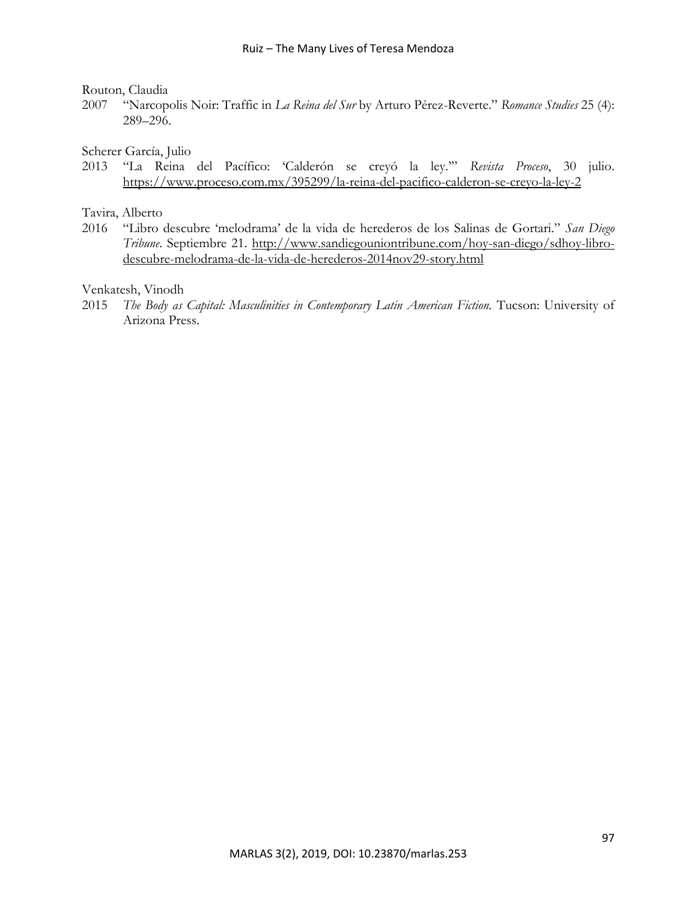Routon, Claudia

2007 "Narcopolis Noir: Traffic in *La Reina del Sur* by Arturo Pérez-Reverte." *Romance Studies* 25 (4): 289–296.

Scherer García, Julio

2013 "La Reina del Pacífico: 'Calderón se creyó la ley.'" *Revista Proceso*, 30 julio. https://www.proceso.com.mx/395299/la-reina-del-pacifico-calderon-se-creyo-la-ley-2

Tavira, Alberto

2016 "Libro descubre 'melodrama' de la vida de herederos de los Salinas de Gortari." *San Diego Tribune*. Septiembre 21. http://www.sandiegouniontribune.com/hoy-san-diego/sdhoy-libro-descubre-melodrama-de-la-vida-de-herederos-2014nov29-story.html

Venkatesh, Vinodh

2015 *The Body as Capital: Masculinities in Contemporary Latin American Fiction.* Tucson: University of Arizona Press.